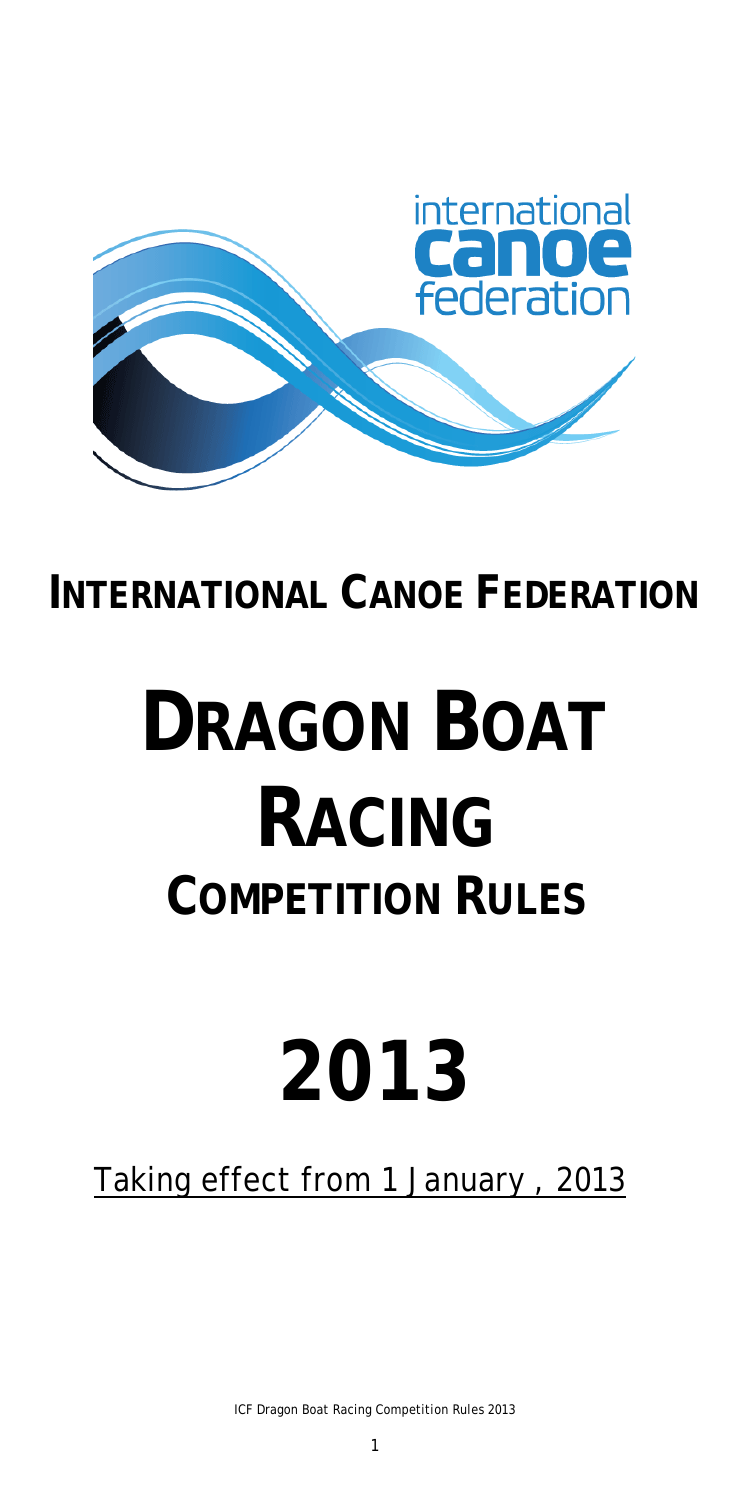# INTERNATIONAL CANOE FEDERATION

# DRAGON BOAT RACING

## COMPETITION RULES

# 2013

Taking effect from 1 January , 2013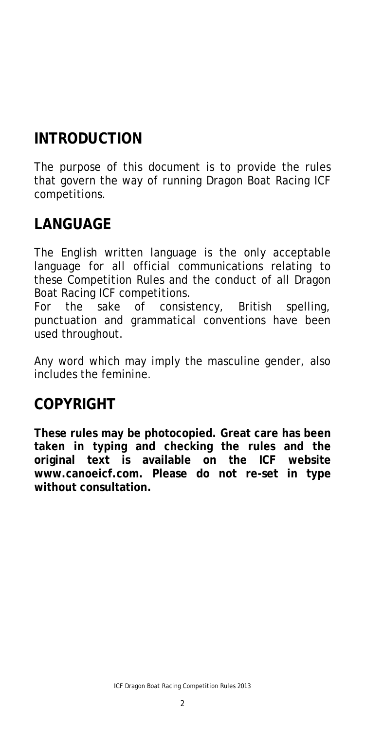## INTRODUCTION

The purpose of this document is to provide the rules that govern the way of running Dragon Boat Racing ICF competitions.

## LANGUAGE

The English written language is the only acceptable language for all official communications relating to these Competition Rules and the conduct of all Dragon Boat Racing ICF competitions.
For the sake of consistency, British spelling, punctuation and grammatical conventions have been used throughout.

Any word which may imply the masculine gender, also includes the feminine.

## COPYRIGHT

**These rules may be photocopied. Great care has been taken in typing and checking the rules and the original text is available on the ICF website www.canoeicf.com. Please do not re-set in type without consultation.**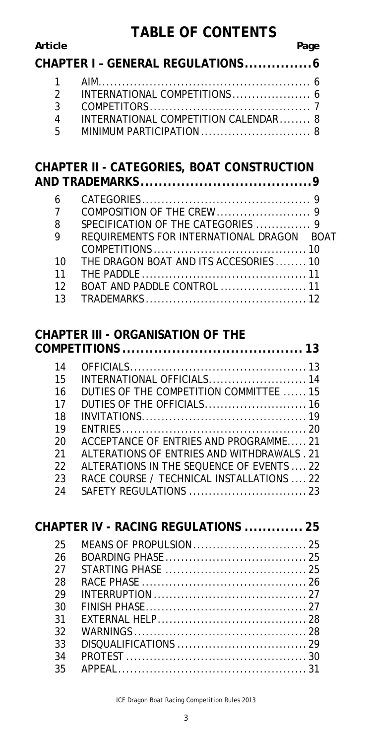# TABLE OF CONTENTS

| Article | | Page |
|---|---|---|
| **CHAPTER I – GENERAL REGULATIONS** | | **6** |
| 1 | AIM | 6 |
| 2 | INTERNATIONAL COMPETITIONS | 6 |
| 3 | COMPETITORS | 7 |
| 4 | INTERNATIONAL COMPETITION CALENDAR | 8 |
| 5 | MINIMUM PARTICIPATION | 8 |
| **CHAPTER II - CATEGORIES, BOAT CONSTRUCTION AND TRADEMARKS** | | **9** |
| 6 | CATEGORIES | 9 |
| 7 | COMPOSITION OF THE CREW | 9 |
| 8 | SPECIFICATION OF THE CATEGORIES | 9 |
| 9 | REQUIREMENTS FOR INTERNATIONAL DRAGON BOAT COMPETITIONS | 10 |
| 10 | THE DRAGON BOAT AND ITS ACCESORIES | 10 |
| 11 | THE PADDLE | 11 |
| 12 | BOAT AND PADDLE CONTROL | 11 |
| 13 | TRADEMARKS | 12 |
| **CHAPTER III - ORGANISATION OF THE COMPETITIONS** | | **13** |
| 14 | OFFICIALS | 13 |
| 15 | INTERNATIONAL OFFICIALS | 14 |
| 16 | DUTIES OF THE COMPETITION COMMITTEE | 15 |
| 17 | DUTIES OF THE OFFICIALS | 16 |
| 18 | INVITATIONS | 19 |
| 19 | ENTRIES | 20 |
| 20 | ACCEPTANCE OF ENTRIES AND PROGRAMME | 21 |
| 21 | ALTERATIONS OF ENTRIES AND WITHDRAWALS | 21 |
| 22 | ALTERATIONS IN THE SEQUENCE OF EVENTS | 22 |
| 23 | RACE COURSE / TECHNICAL INSTALLATIONS | 22 |
| 24 | SAFETY REGULATIONS | 23 |
| **CHAPTER IV - RACING REGULATIONS** | | **25** |
| 25 | MEANS OF PROPULSION | 25 |
| 26 | BOARDING PHASE | 25 |
| 27 | STARTING PHASE | 25 |
| 28 | RACE PHASE | 26 |
| 29 | INTERRUPTION | 27 |
| 30 | FINISH PHASE | 27 |
| 31 | EXTERNAL HELP | 28 |
| 32 | WARNINGS | 28 |
| 33 | DISQUALIFICATIONS | 29 |
| 34 | PROTEST | 30 |
| 35 | APPEAL | 31 |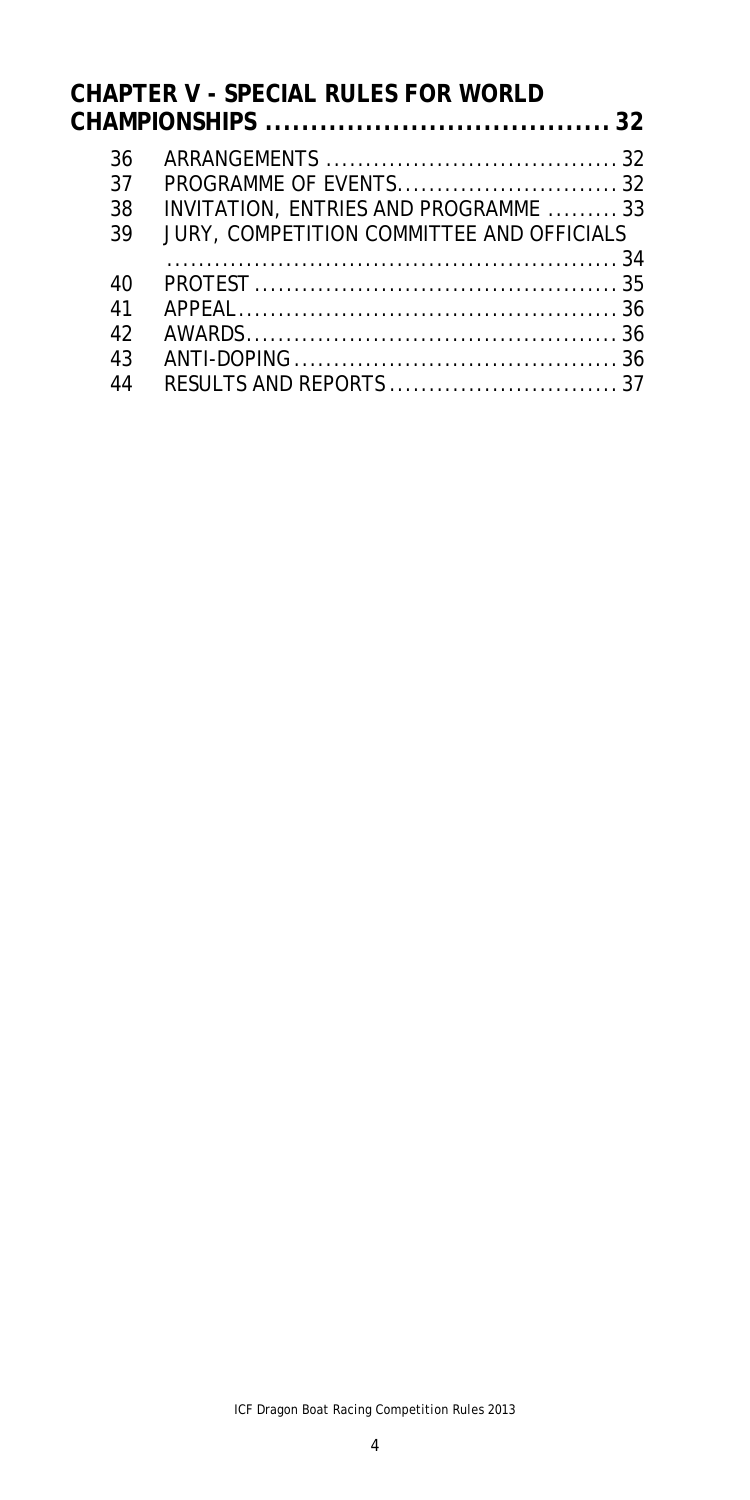**CHAPTER V - SPECIAL RULES FOR WORLD CHAMPIONSHIPS ...................................... 32**

| | | |
|---|---|---|
| 36 | ARRANGEMENTS | 32 |
| 37 | PROGRAMME OF EVENTS | 32 |
| 38 | INVITATION, ENTRIES AND PROGRAMME | 33 |
| 39 | JURY, COMPETITION COMMITTEE AND OFFICIALS | 34 |
| 40 | PROTEST | 35 |
| 41 | APPEAL | 36 |
| 42 | AWARDS | 36 |
| 43 | ANTI-DOPING | 36 |
| 44 | RESULTS AND REPORTS | 37 |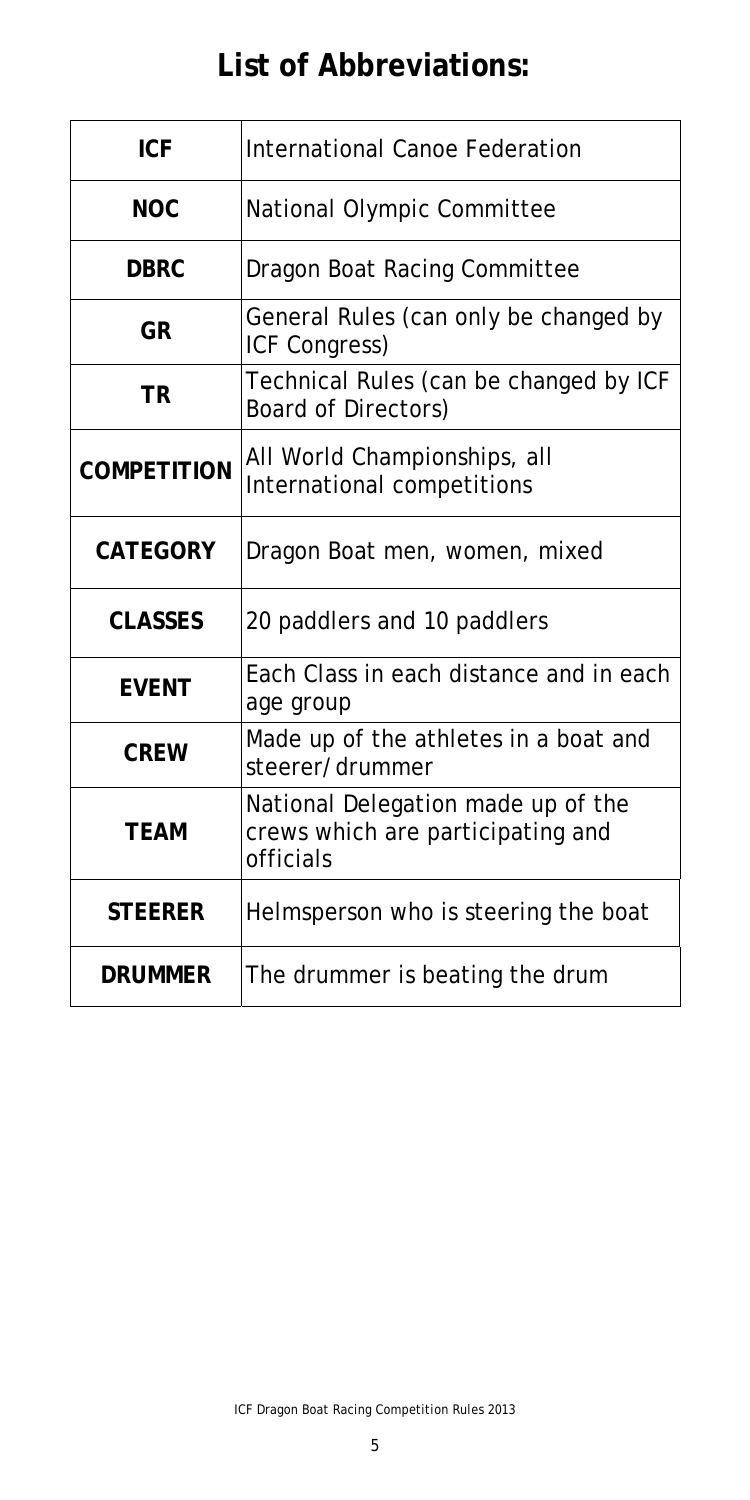## List of Abbreviations:

| | |
|---|---|
| **ICF** | International Canoe Federation |
| **NOC** | National Olympic Committee |
| **DBRC** | Dragon Boat Racing Committee |
| **GR** | General Rules (can only be changed by ICF Congress) |
| **TR** | Technical Rules (can be changed by ICF Board of Directors) |
| **COMPETITION** | All World Championships, all International competitions |
| **CATEGORY** | Dragon Boat men, women, mixed |
| **CLASSES** | 20 paddlers and 10 paddlers |
| **EVENT** | Each Class in each distance and in each age group |
| **CREW** | Made up of the athletes in a boat and steerer/drummer |
| **TEAM** | National Delegation made up of the crews which are participating and officials |
| **STEERER** | Helmsperson who is steering the boat |
| **DRUMMER** | The drummer is beating the drum |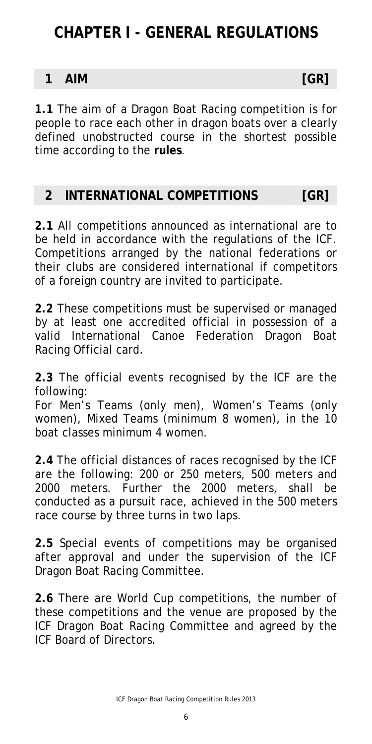# CHAPTER I - GENERAL REGULATIONS

## 1 AIM [GR]

**1.1** The aim of a Dragon Boat Racing competition is for people to race each other in dragon boats over a clearly defined unobstructed course in the shortest possible time according to the **rules**.

## 2 INTERNATIONAL COMPETITIONS [GR]

**2.1** All competitions announced as international are to be held in accordance with the regulations of the ICF. Competitions arranged by the national federations or their clubs are considered international if competitors of a foreign country are invited to participate.

**2.2** These competitions must be supervised or managed by at least one accredited official in possession of a valid International Canoe Federation Dragon Boat Racing Official card.

**2.3** The official events recognised by the ICF are the following:
For Men's Teams (only men), Women's Teams (only women), Mixed Teams (minimum 8 women), in the 10 boat classes minimum 4 women.

**2.4** The official distances of races recognised by the ICF are the following: 200 or 250 meters, 500 meters and 2000 meters. Further the 2000 meters, shall be conducted as a pursuit race, achieved in the 500 meters race course by three turns in two laps.

**2.5** Special events of competitions may be organised after approval and under the supervision of the ICF Dragon Boat Racing Committee.

**2.6** There are World Cup competitions, the number of these competitions and the venue are proposed by the ICF Dragon Boat Racing Committee and agreed by the ICF Board of Directors.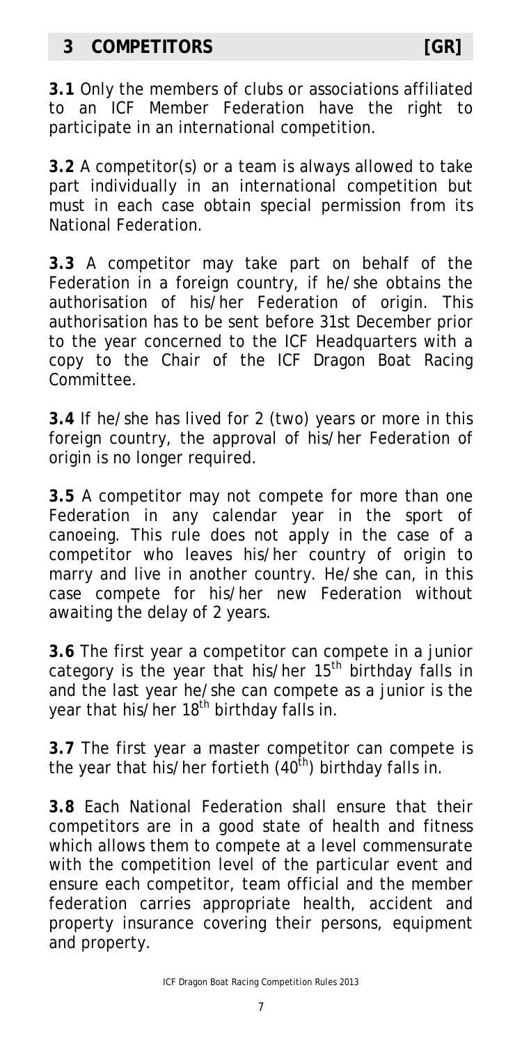## 3 COMPETITORS [GR]

**3.1** Only the members of clubs or associations affiliated to an ICF Member Federation have the right to participate in an international competition.

**3.2** A competitor(s) or a team is always allowed to take part individually in an international competition but must in each case obtain special permission from its National Federation.

**3.3** A competitor may take part on behalf of the Federation in a foreign country, if he/she obtains the authorisation of his/her Federation of origin. This authorisation has to be sent before 31st December prior to the year concerned to the ICF Headquarters with a copy to the Chair of the ICF Dragon Boat Racing Committee.

**3.4** If he/she has lived for 2 (two) years or more in this foreign country, the approval of his/her Federation of origin is no longer required.

**3.5** A competitor may not compete for more than one Federation in any calendar year in the sport of canoeing. This rule does not apply in the case of a competitor who leaves his/her country of origin to marry and live in another country. He/she can, in this case compete for his/her new Federation without awaiting the delay of 2 years.

**3.6** The first year a competitor can compete in a junior category is the year that his/her 15th birthday falls in and the last year he/she can compete as a junior is the year that his/her 18th birthday falls in.

**3.7** The first year a master competitor can compete is the year that his/her fortieth (40th) birthday falls in.

**3.8** Each National Federation shall ensure that their competitors are in a good state of health and fitness which allows them to compete at a level commensurate with the competition level of the particular event and ensure each competitor, team official and the member federation carries appropriate health, accident and property insurance covering their persons, equipment and property.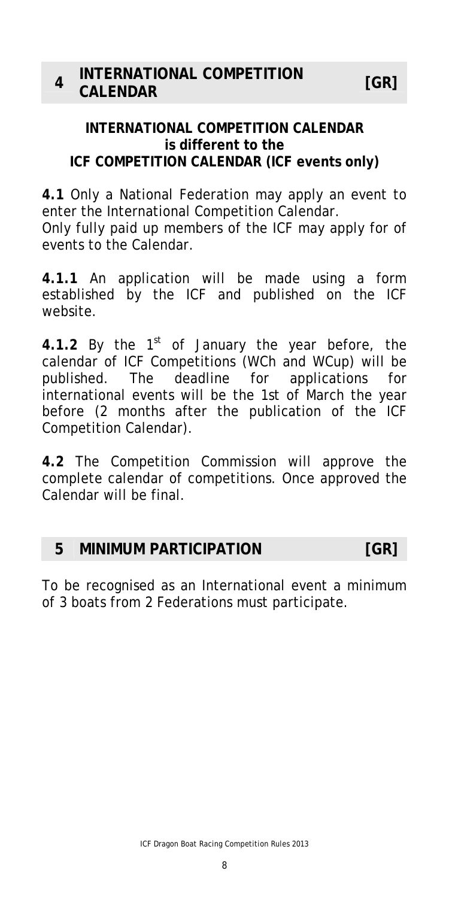## 4 INTERNATIONAL COMPETITION CALENDAR [GR]

**INTERNATIONAL COMPETITION CALENDAR**
**is different to the**
**ICF COMPETITION CALENDAR (ICF events only)**

**4.1** Only a National Federation may apply an event to enter the International Competition Calendar.
Only fully paid up members of the ICF may apply for of events to the Calendar.

**4.1.1** An application will be made using a form established by the ICF and published on the ICF website.

**4.1.2** By the 1st of January the year before, the calendar of ICF Competitions (WCh and WCup) will be published. The deadline for applications for international events will be the 1st of March the year before (2 months after the publication of the ICF Competition Calendar).

**4.2** The Competition Commission will approve the complete calendar of competitions. Once approved the Calendar will be final.

## 5 MINIMUM PARTICIPATION [GR]

To be recognised as an International event a minimum of 3 boats from 2 Federations must participate.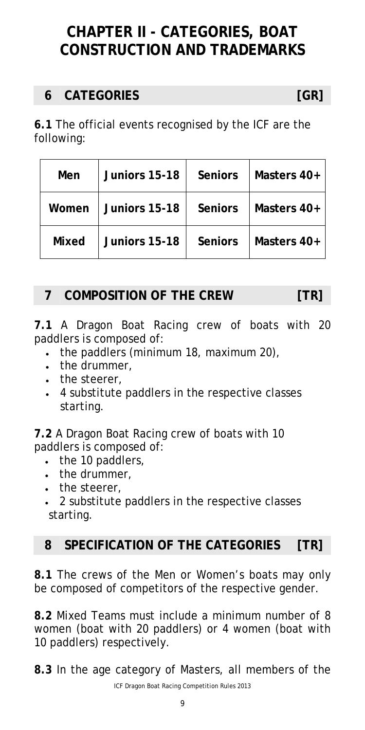# CHAPTER II - CATEGORIES, BOAT CONSTRUCTION AND TRADEMARKS

## 6 CATEGORIES [GR]

**6.1** The official events recognised by the ICF are the following:

| Men | Juniors 15-18 | Seniors | Masters 40+ |
|---|---|---|---|
| Women | Juniors 15-18 | Seniors | Masters 40+ |
| Mixed | Juniors 15-18 | Seniors | Masters 40+ |

## 7 COMPOSITION OF THE CREW [TR]

**7.1** A Dragon Boat Racing crew of boats with 20 paddlers is composed of:

- the paddlers (minimum 18, maximum 20),
- the drummer,
- the steerer,
- 4 substitute paddlers in the respective classes starting.

**7.2** A Dragon Boat Racing crew of boats with 10 paddlers is composed of:

- the 10 paddlers,
- the drummer,
- the steerer,
- 2 substitute paddlers in the respective classes starting.

## 8 SPECIFICATION OF THE CATEGORIES [TR]

**8.1** The crews of the Men or Women's boats may only be composed of competitors of the respective gender.

**8.2** Mixed Teams must include a minimum number of 8 women (boat with 20 paddlers) or 4 women (boat with 10 paddlers) respectively.

**8.3** In the age category of Masters, all members of the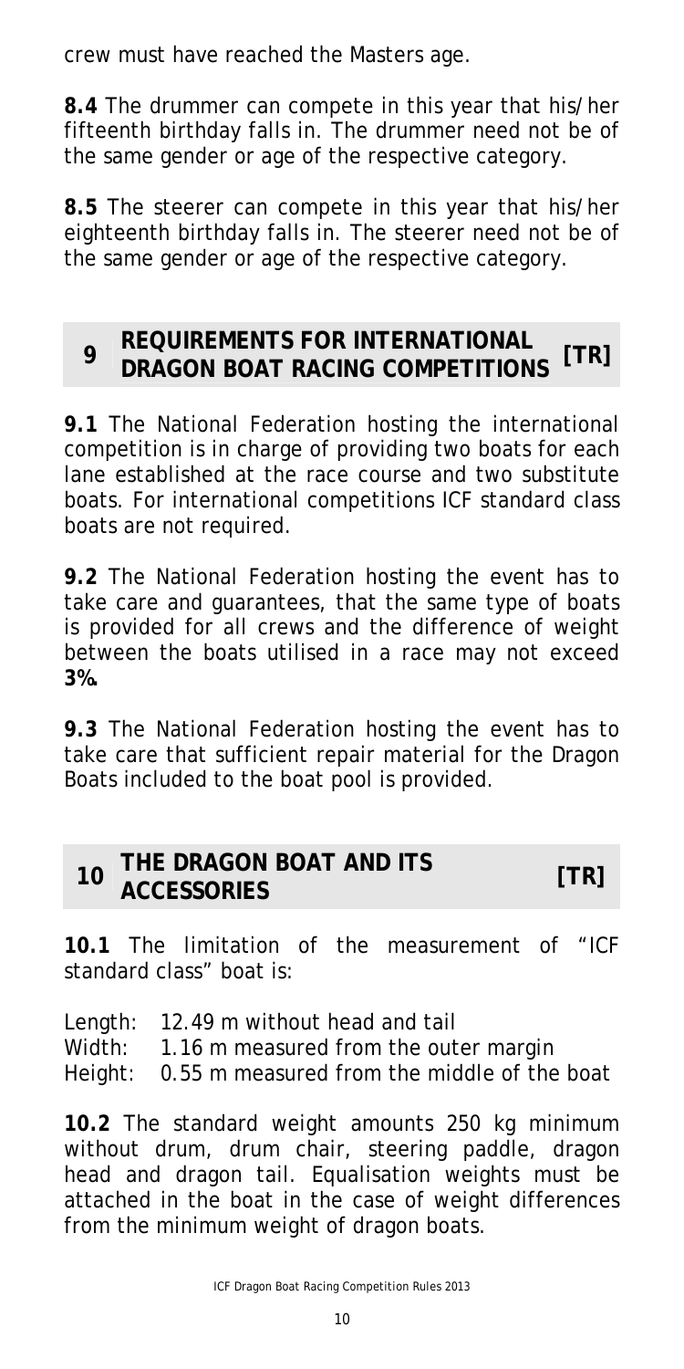crew must have reached the Masters age.

**8.4** The drummer can compete in this year that his/her fifteenth birthday falls in. The drummer need not be of the same gender or age of the respective category.

**8.5** The steerer can compete in this year that his/her eighteenth birthday falls in. The steerer need not be of the same gender or age of the respective category.

## 9 REQUIREMENTS FOR INTERNATIONAL DRAGON BOAT RACING COMPETITIONS [TR]

**9.1** The National Federation hosting the international competition is in charge of providing two boats for each lane established at the race course and two substitute boats. For international competitions ICF standard class boats are not required.

**9.2** The National Federation hosting the event has to take care and guarantees, that the same type of boats is provided for all crews and the difference of weight between the boats utilised in a race may not exceed **3%.**

**9.3** The National Federation hosting the event has to take care that sufficient repair material for the Dragon Boats included to the boat pool is provided.

## 10 THE DRAGON BOAT AND ITS ACCESSORIES [TR]

**10.1** The limitation of the measurement of "ICF standard class" boat is:

Length: 12.49 m without head and tail
Width: 1.16 m measured from the outer margin
Height: 0.55 m measured from the middle of the boat

**10.2** The standard weight amounts 250 kg minimum without drum, drum chair, steering paddle, dragon head and dragon tail. Equalisation weights must be attached in the boat in the case of weight differences from the minimum weight of dragon boats.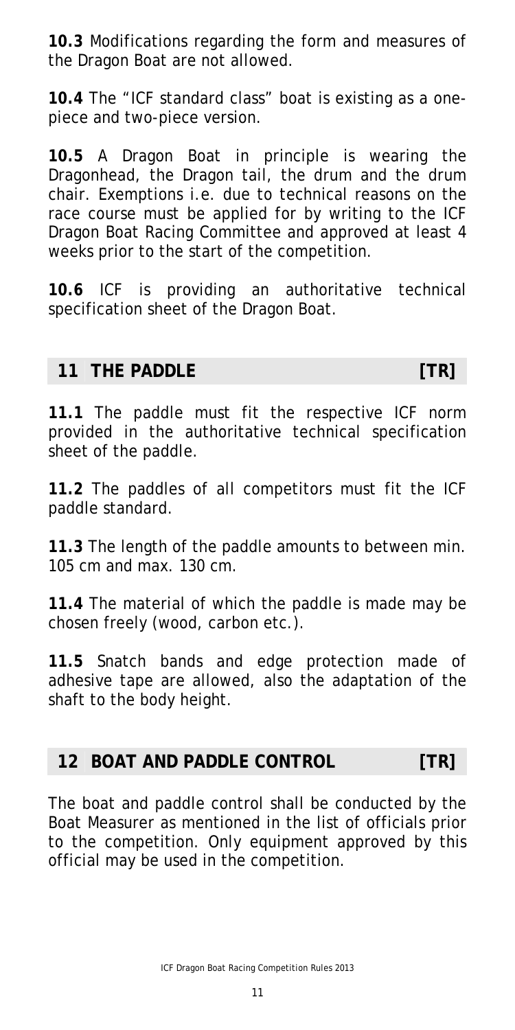**10.3** Modifications regarding the form and measures of the Dragon Boat are not allowed.

**10.4** The "ICF standard class" boat is existing as a one-piece and two-piece version.

**10.5** A Dragon Boat in principle is wearing the Dragonhead, the Dragon tail, the drum and the drum chair. Exemptions i.e. due to technical reasons on the race course must be applied for by writing to the ICF Dragon Boat Racing Committee and approved at least 4 weeks prior to the start of the competition.

**10.6** ICF is providing an authoritative technical specification sheet of the Dragon Boat.

## 11 THE PADDLE [TR]

**11.1** The paddle must fit the respective ICF norm provided in the authoritative technical specification sheet of the paddle.

**11.2** The paddles of all competitors must fit the ICF paddle standard.

**11.3** The length of the paddle amounts to between min. 105 cm and max. 130 cm.

**11.4** The material of which the paddle is made may be chosen freely (wood, carbon etc.).

**11.5** Snatch bands and edge protection made of adhesive tape are allowed, also the adaptation of the shaft to the body height.

## 12 BOAT AND PADDLE CONTROL [TR]

The boat and paddle control shall be conducted by the Boat Measurer as mentioned in the list of officials prior to the competition. Only equipment approved by this official may be used in the competition.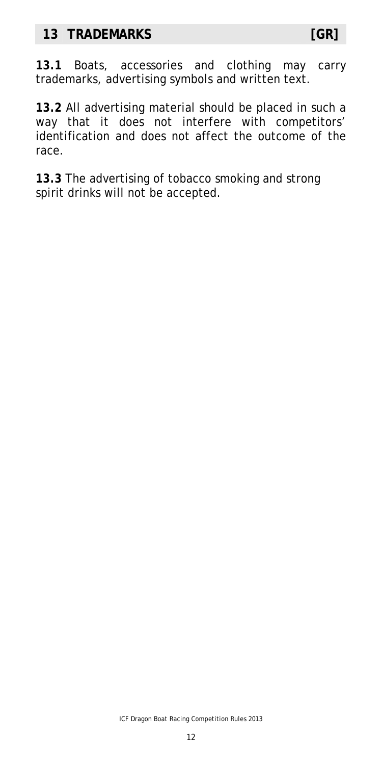## 13 TRADEMARKS [GR]

**13.1** Boats, accessories and clothing may carry trademarks, advertising symbols and written text.

**13.2** All advertising material should be placed in such a way that it does not interfere with competitors' identification and does not affect the outcome of the race.

**13.3** The advertising of tobacco smoking and strong spirit drinks will not be accepted.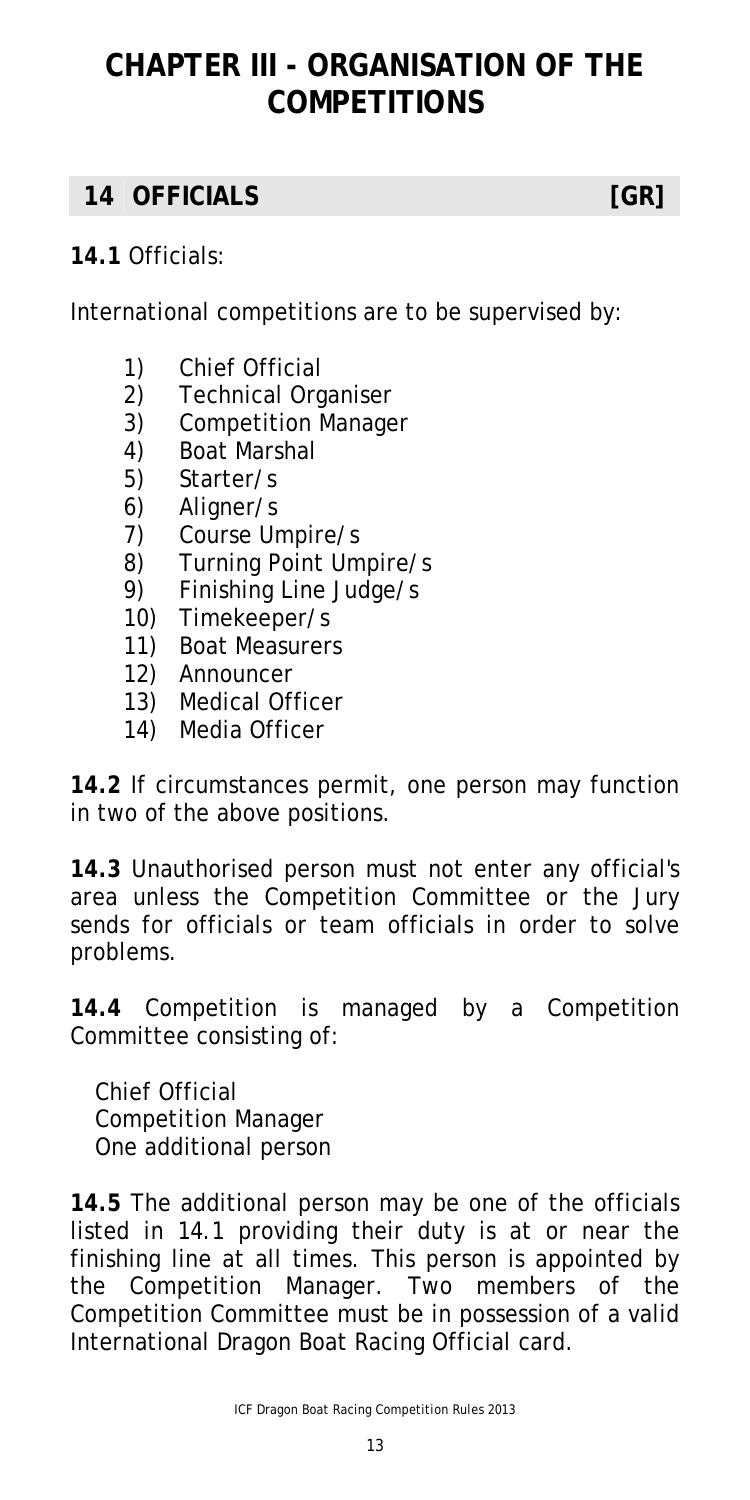# CHAPTER III - ORGANISATION OF THE COMPETITIONS

## 14 OFFICIALS [GR]

**14.1** Officials:

International competitions are to be supervised by:

1) Chief Official
2) Technical Organiser
3) Competition Manager
4) Boat Marshal
5) Starter/s
6) Aligner/s
7) Course Umpire/s
8) Turning Point Umpire/s
9) Finishing Line Judge/s
10) Timekeeper/s
11) Boat Measurers
12) Announcer
13) Medical Officer
14) Media Officer

**14.2** If circumstances permit, one person may function in two of the above positions.

**14.3** Unauthorised person must not enter any official's area unless the Competition Committee or the Jury sends for officials or team officials in order to solve problems.

**14.4** Competition is managed by a Competition Committee consisting of:

Chief Official
Competition Manager
One additional person

**14.5** The additional person may be one of the officials listed in 14.1 providing their duty is at or near the finishing line at all times. This person is appointed by the Competition Manager. Two members of the Competition Committee must be in possession of a valid International Dragon Boat Racing Official card.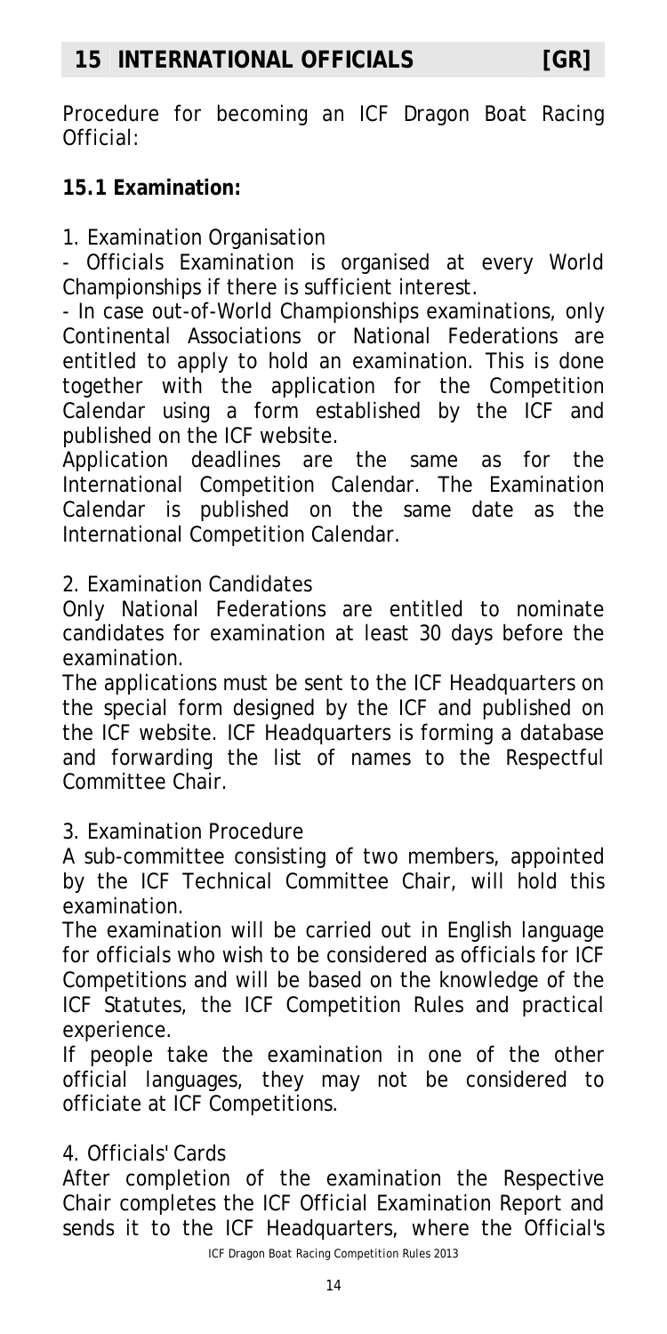## 15 INTERNATIONAL OFFICIALS [GR]

Procedure for becoming an ICF Dragon Boat Racing Official:

**15.1 Examination:**

1. Examination Organisation

- Officials Examination is organised at every World Championships if there is sufficient interest.
- In case out-of-World Championships examinations, only Continental Associations or National Federations are entitled to apply to hold an examination. This is done together with the application for the Competition Calendar using a form established by the ICF and published on the ICF website.

Application deadlines are the same as for the International Competition Calendar. The Examination Calendar is published on the same date as the International Competition Calendar.

2. Examination Candidates

Only National Federations are entitled to nominate candidates for examination at least 30 days before the examination.

The applications must be sent to the ICF Headquarters on the special form designed by the ICF and published on the ICF website. ICF Headquarters is forming a database and forwarding the list of names to the Respectful Committee Chair.

3. Examination Procedure

A sub-committee consisting of two members, appointed by the ICF Technical Committee Chair, will hold this examination.

The examination will be carried out in English language for officials who wish to be considered as officials for ICF Competitions and will be based on the knowledge of the ICF Statutes, the ICF Competition Rules and practical experience.

If people take the examination in one of the other official languages, they may not be considered to officiate at ICF Competitions.

4. Officials' Cards

After completion of the examination the Respective Chair completes the ICF Official Examination Report and sends it to the ICF Headquarters, where the Official's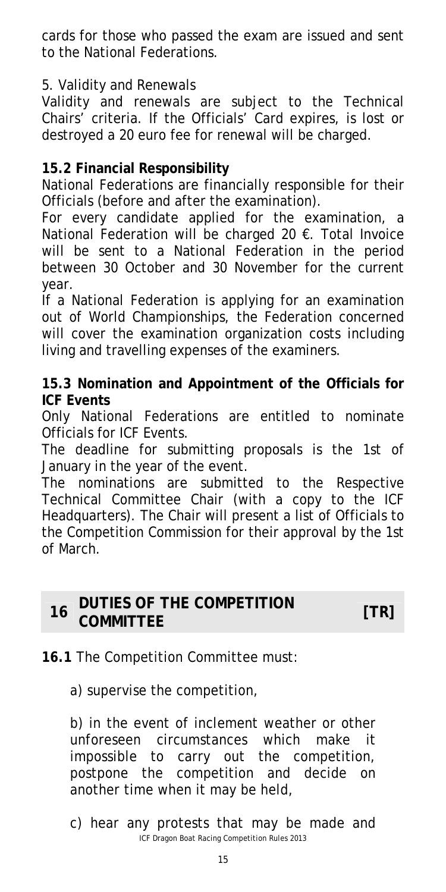cards for those who passed the exam are issued and sent to the National Federations.

5. Validity and Renewals

Validity and renewals are subject to the Technical Chairs' criteria. If the Officials' Card expires, is lost or destroyed a 20 euro fee for renewal will be charged.

**15.2 Financial Responsibility**

National Federations are financially responsible for their Officials (before and after the examination).

For every candidate applied for the examination, a National Federation will be charged 20 €. Total Invoice will be sent to a National Federation in the period between 30 October and 30 November for the current year.

If a National Federation is applying for an examination out of World Championships, the Federation concerned will cover the examination organization costs including living and travelling expenses of the examiners.

**15.3 Nomination and Appointment of the Officials for ICF Events**

Only National Federations are entitled to nominate Officials for ICF Events.

The deadline for submitting proposals is the 1st of January in the year of the event.

The nominations are submitted to the Respective Technical Committee Chair (with a copy to the ICF Headquarters). The Chair will present a list of Officials to the Competition Commission for their approval by the 1st of March.

## 16 DUTIES OF THE COMPETITION COMMITTEE [TR]

**16.1** The Competition Committee must:

a) supervise the competition,

b) in the event of inclement weather or other unforeseen circumstances which make it impossible to carry out the competition, postpone the competition and decide on another time when it may be held,

c) hear any protests that may be made and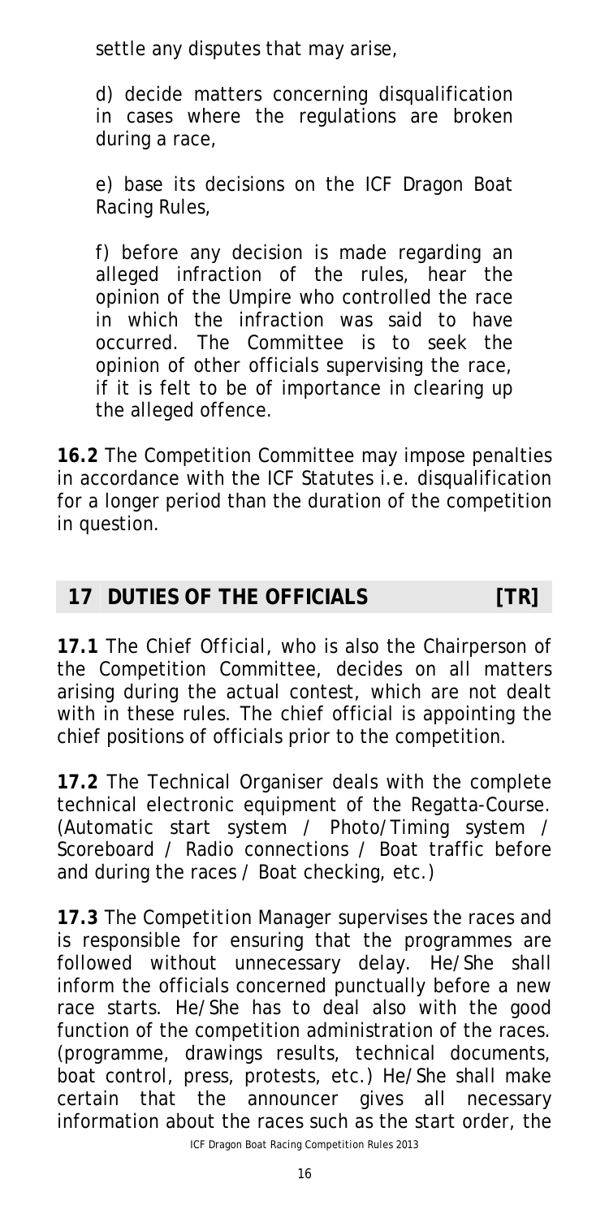settle any disputes that may arise,

d) decide matters concerning disqualification in cases where the regulations are broken during a race,

e) base its decisions on the ICF Dragon Boat Racing Rules,

f) before any decision is made regarding an alleged infraction of the rules, hear the opinion of the Umpire who controlled the race in which the infraction was said to have occurred. The Committee is to seek the opinion of other officials supervising the race, if it is felt to be of importance in clearing up the alleged offence.

**16.2** The Competition Committee may impose penalties in accordance with the ICF Statutes i.e. disqualification for a longer period than the duration of the competition in question.

## 17 DUTIES OF THE OFFICIALS [TR]

**17.1** The *Chief Official*, who is also the Chairperson of the Competition Committee, decides on all matters arising during the actual contest, which are not dealt with in these rules. The chief official is appointing the chief positions of officials prior to the competition.

**17.2** The *Technical Organiser* deals with the complete technical electronic equipment of the Regatta-Course. (Automatic start system / Photo/Timing system / Scoreboard / Radio connections / Boat traffic before and during the races / Boat checking, etc.)

**17.3** The *Competition Manager* supervises the races and is responsible for ensuring that the programmes are followed without unnecessary delay. He/She shall inform the officials concerned punctually before a new race starts. He/She has to deal also with the good function of the competition administration of the races. (programme, drawings results, technical documents, boat control, press, protests, etc.) He/She shall make certain that the announcer gives all necessary information about the races such as the start order, the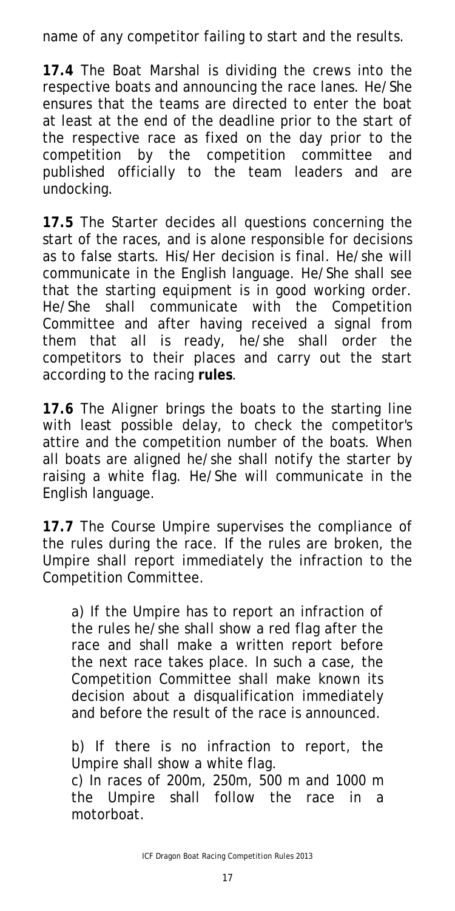name of any competitor failing to start and the results.

**17.4** The Boat Marshal is dividing the crews into the respective boats and announcing the race lanes. He/She ensures that the teams are directed to enter the boat at least at the end of the deadline prior to the start of the respective race as fixed on the day prior to the competition by the competition committee and published officially to the team leaders and are undocking.

**17.5** The Starter decides all questions concerning the start of the races, and is alone responsible for decisions as to false starts. His/Her decision is final. He/she will communicate in the English language. He/She shall see that the starting equipment is in good working order. He/She shall communicate with the Competition Committee and after having received a signal from them that all is ready, he/she shall order the competitors to their places and carry out the start according to the racing **rules**.

**17.6** The Aligner brings the boats to the starting line with least possible delay, to check the competitor's attire and the competition number of the boats. When all boats are aligned he/she shall notify the starter by raising a white flag. He/She will communicate in the English language.

**17.7** The Course Umpire supervises the compliance of the rules during the race. If the rules are broken, the Umpire shall report immediately the infraction to the Competition Committee.

a) If the Umpire has to report an infraction of the rules he/she shall show a red flag after the race and shall make a written report before the next race takes place. In such a case, the Competition Committee shall make known its decision about a disqualification immediately and before the result of the race is announced.

b) If there is no infraction to report, the Umpire shall show a white flag.

c) In races of 200m, 250m, 500 m and 1000 m the Umpire shall follow the race in a motorboat.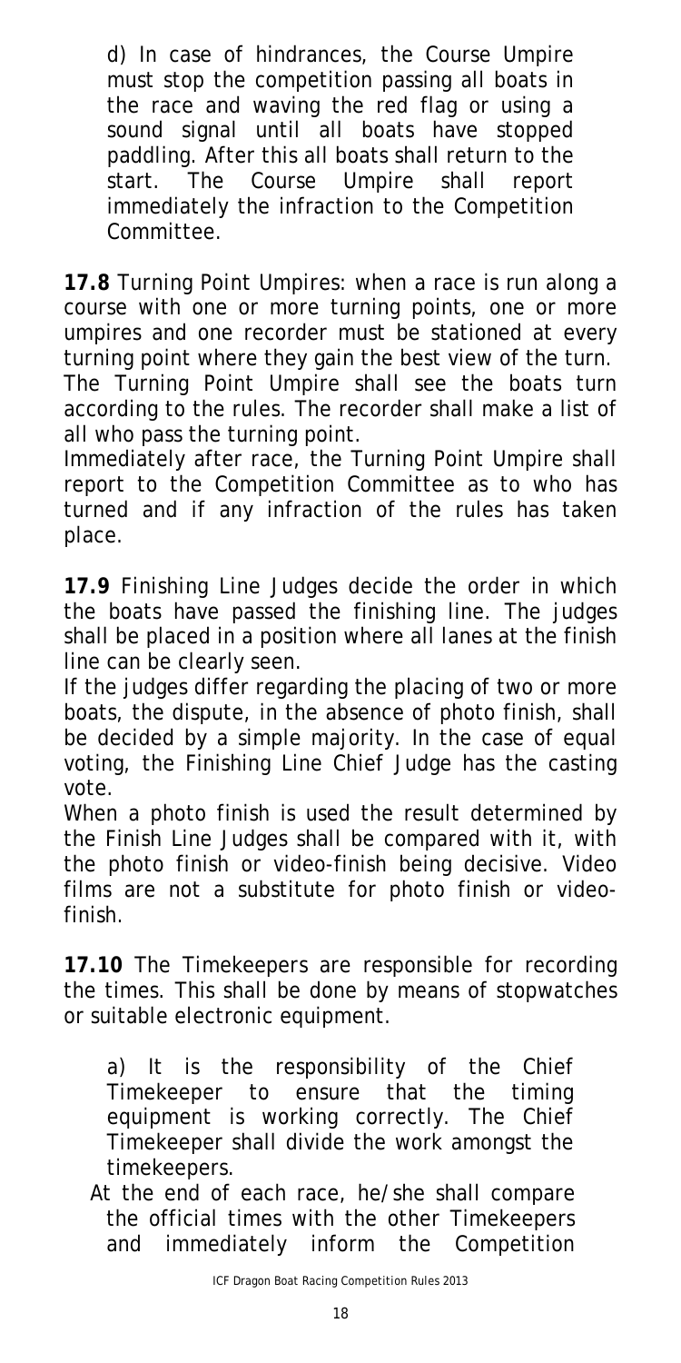d) In case of hindrances, the Course Umpire must stop the competition passing all boats in the race and waving the red flag or using a sound signal until all boats have stopped paddling. After this all boats shall return to the start. The Course Umpire shall report immediately the infraction to the Competition Committee.

**17.8** Turning Point Umpires: when a race is run along a course with one or more turning points, one or more umpires and one recorder must be stationed at every turning point where they gain the best view of the turn. The Turning Point Umpire shall see the boats turn according to the rules. The recorder shall make a list of all who pass the turning point.

Immediately after race, the Turning Point Umpire shall report to the Competition Committee as to who has turned and if any infraction of the rules has taken place.

**17.9** Finishing Line Judges decide the order in which the boats have passed the finishing line. The judges shall be placed in a position where all lanes at the finish line can be clearly seen.

If the judges differ regarding the placing of two or more boats, the dispute, in the absence of photo finish, shall be decided by a simple majority. In the case of equal voting, the Finishing Line Chief Judge has the casting vote.

When a photo finish is used the result determined by the Finish Line Judges shall be compared with it, with the photo finish or video-finish being decisive. Video films are not a substitute for photo finish or video-finish.

**17.10** The Timekeepers are responsible for recording the times. This shall be done by means of stopwatches or suitable electronic equipment.

a) It is the responsibility of the Chief Timekeeper to ensure that the timing equipment is working correctly. The Chief Timekeeper shall divide the work amongst the timekeepers.

At the end of each race, he/she shall compare the official times with the other Timekeepers and immediately inform the Competition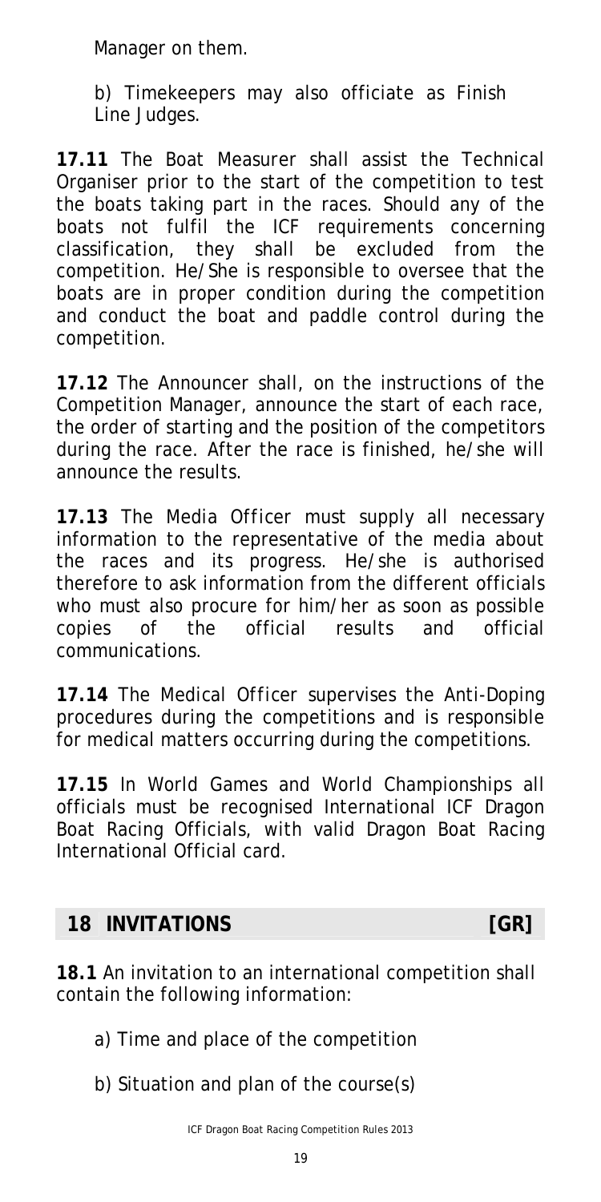Manager on them.

b) Timekeepers may also officiate as Finish Line Judges.

**17.11** The Boat Measurer shall assist the Technical Organiser prior to the start of the competition to test the boats taking part in the races. Should any of the boats not fulfil the ICF requirements concerning classification, they shall be excluded from the competition. He/She is responsible to oversee that the boats are in proper condition during the competition and conduct the boat and paddle control during the competition.

**17.12** The Announcer shall, on the instructions of the Competition Manager, announce the start of each race, the order of starting and the position of the competitors during the race. After the race is finished, he/she will announce the results.

**17.13** The Media Officer must supply all necessary information to the representative of the media about the races and its progress. He/she is authorised therefore to ask information from the different officials who must also procure for him/her as soon as possible copies of the official results and official communications.

**17.14** The Medical Officer supervises the Anti-Doping procedures during the competitions and is responsible for medical matters occurring during the competitions.

**17.15** In World Games and World Championships all officials must be recognised International ICF Dragon Boat Racing Officials, with valid Dragon Boat Racing International Official card.

## 18 INVITATIONS [GR]

**18.1** An invitation to an international competition shall contain the following information:

a) Time and place of the competition

b) Situation and plan of the course(s)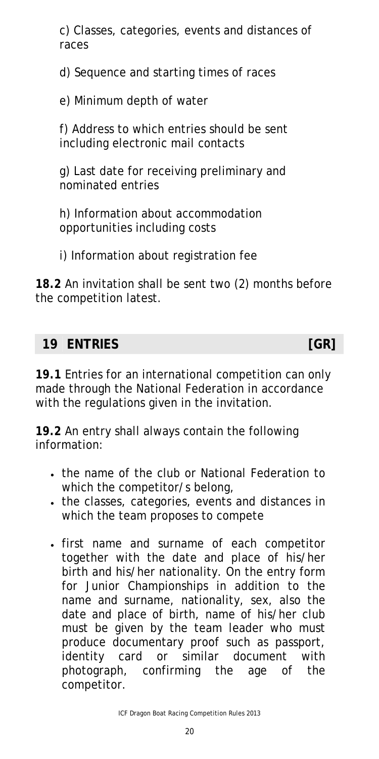c) Classes, categories, events and distances of races

d) Sequence and starting times of races

e) Minimum depth of water

f) Address to which entries should be sent including electronic mail contacts

g) Last date for receiving preliminary and nominated entries

h) Information about accommodation opportunities including costs

i) Information about registration fee

**18.2** An invitation shall be sent two (2) months before the competition latest.

## 19 ENTRIES [GR]

**19.1** Entries for an international competition can only made through the National Federation in accordance with the regulations given in the invitation.

**19.2** An entry shall always contain the following information:

- the name of the club or National Federation to which the competitor/s belong,
- the classes, categories, events and distances in which the team proposes to compete
- first name and surname of each competitor together with the date and place of his/her birth and his/her nationality. On the entry form for Junior Championships in addition to the name and surname, nationality, sex, also the date and place of birth, name of his/her club must be given by the team leader who must produce documentary proof such as passport, identity card or similar document with photograph, confirming the age of the competitor.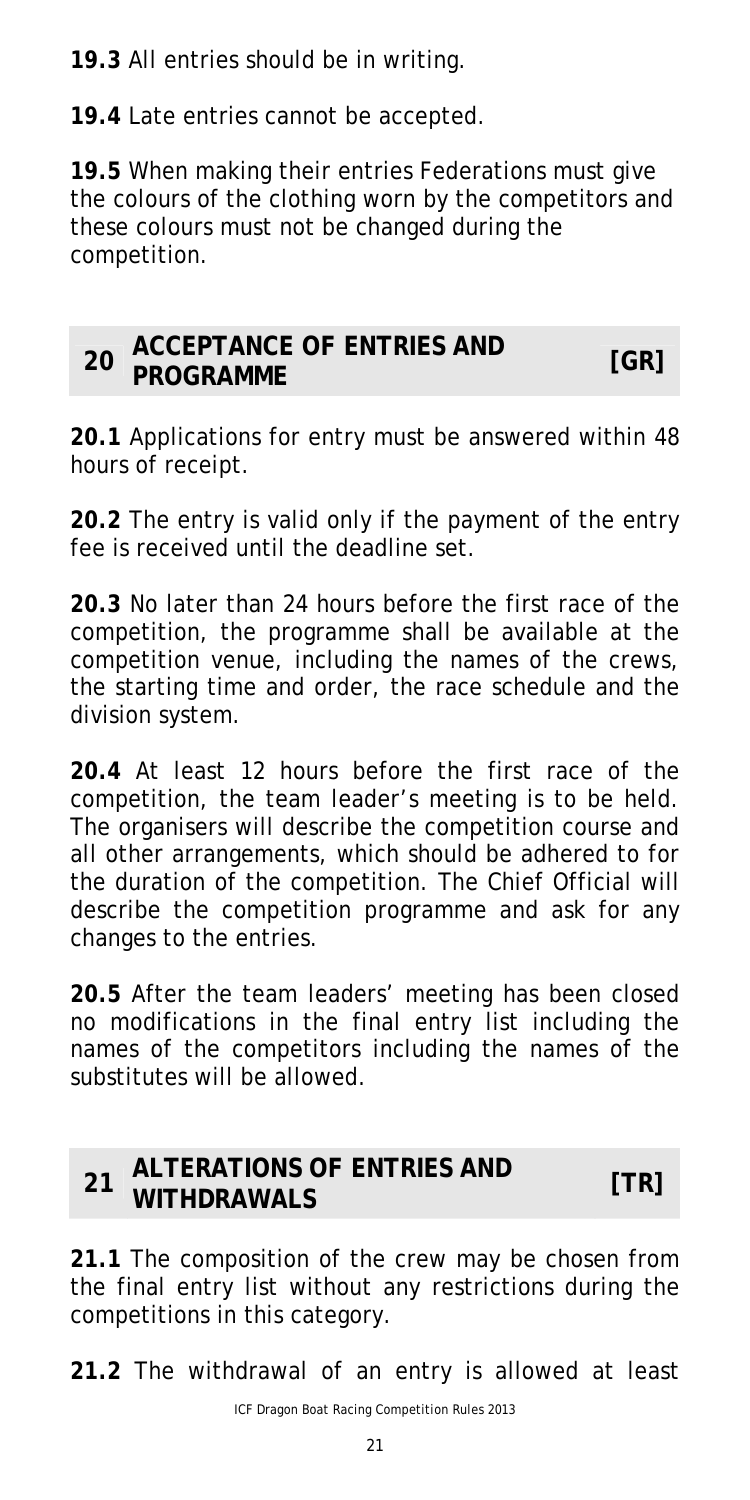**19.3** All entries should be in writing.

**19.4** Late entries cannot be accepted.

**19.5** When making their entries Federations must give the colours of the clothing worn by the competitors and these colours must not be changed during the competition.

## 20 ACCEPTANCE OF ENTRIES AND PROGRAMME [GR]

**20.1** Applications for entry must be answered within 48 hours of receipt.

**20.2** The entry is valid only if the payment of the entry fee is received until the deadline set.

**20.3** No later than 24 hours before the first race of the competition, the programme shall be available at the competition venue, including the names of the crews, the starting time and order, the race schedule and the division system.

**20.4** At least 12 hours before the first race of the competition, the team leader's meeting is to be held. The organisers will describe the competition course and all other arrangements, which should be adhered to for the duration of the competition. The Chief Official will describe the competition programme and ask for any changes to the entries.

**20.5** After the team leaders' meeting has been closed no modifications in the final entry list including the names of the competitors including the names of the substitutes will be allowed.

## 21 ALTERATIONS OF ENTRIES AND WITHDRAWALS [TR]

**21.1** The composition of the crew may be chosen from the final entry list without any restrictions during the competitions in this category.

**21.2** The withdrawal of an entry is allowed at least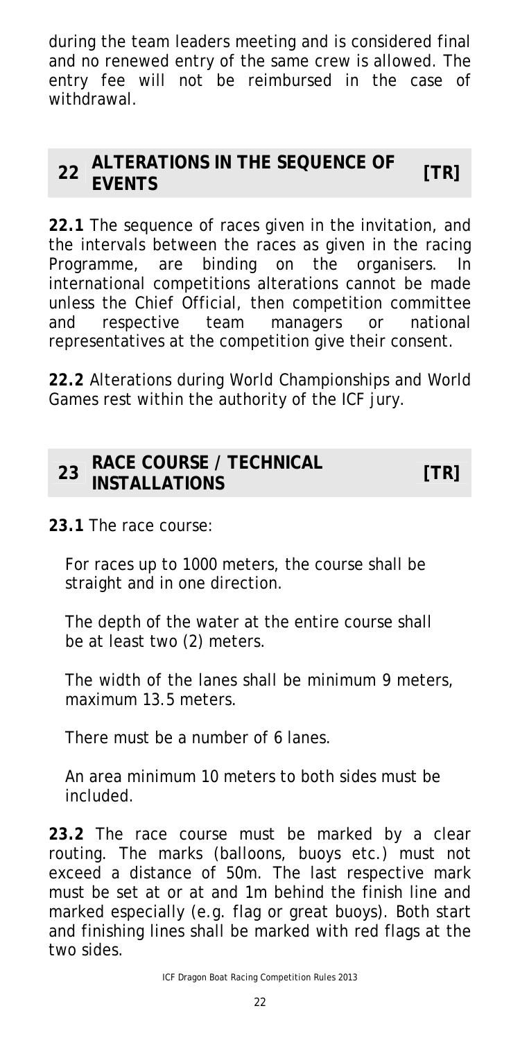during the team leaders meeting and is considered final and no renewed entry of the same crew is allowed. The entry fee will not be reimbursed in the case of withdrawal.

## 22 ALTERATIONS IN THE SEQUENCE OF EVENTS [TR]

**22.1** The sequence of races given in the invitation, and the intervals between the races as given in the racing Programme, are binding on the organisers. In international competitions alterations cannot be made unless the Chief Official, then competition committee and respective team managers or national representatives at the competition give their consent.

**22.2** Alterations during World Championships and World Games rest within the authority of the ICF jury.

## 23 RACE COURSE / TECHNICAL INSTALLATIONS [TR]

**23.1** The race course:

For races up to 1000 meters, the course shall be straight and in one direction.

The depth of the water at the entire course shall be at least two (2) meters.

The width of the lanes shall be minimum 9 meters, maximum 13.5 meters.

There must be a number of 6 lanes.

An area minimum 10 meters to both sides must be included.

**23.2** The race course must be marked by a clear routing. The marks (balloons, buoys etc.) must not exceed a distance of 50m. The last respective mark must be set at or at and 1m behind the finish line and marked especially (e.g. flag or great buoys). Both start and finishing lines shall be marked with red flags at the two sides.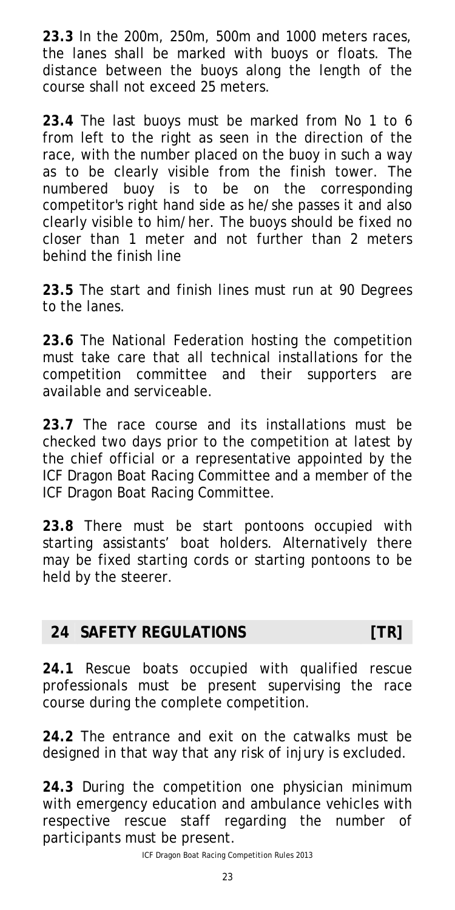**23.3** In the 200m, 250m, 500m and 1000 meters races, the lanes shall be marked with buoys or floats. The distance between the buoys along the length of the course shall not exceed 25 meters.

**23.4** The last buoys must be marked from No 1 to 6 from left to the right as seen in the direction of the race, with the number placed on the buoy in such a way as to be clearly visible from the finish tower. The numbered buoy is to be on the corresponding competitor's right hand side as he/she passes it and also clearly visible to him/her. The buoys should be fixed no closer than 1 meter and not further than 2 meters behind the finish line

**23.5** The start and finish lines must run at 90 Degrees to the lanes.

**23.6** The National Federation hosting the competition must take care that all technical installations for the competition committee and their supporters are available and serviceable.

**23.7** The race course and its installations must be checked two days prior to the competition at latest by the chief official or a representative appointed by the ICF Dragon Boat Racing Committee and a member of the ICF Dragon Boat Racing Committee.

**23.8** There must be start pontoons occupied with starting assistants' boat holders. Alternatively there may be fixed starting cords or starting pontoons to be held by the steerer.

## 24 SAFETY REGULATIONS [TR]

**24.1** Rescue boats occupied with qualified rescue professionals must be present supervising the race course during the complete competition.

**24.2** The entrance and exit on the catwalks must be designed in that way that any risk of injury is excluded.

**24.3** During the competition one physician minimum with emergency education and ambulance vehicles with respective rescue staff regarding the number of participants must be present.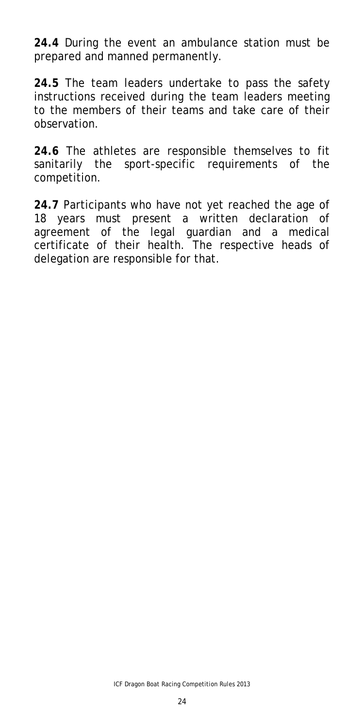**24.4** During the event an ambulance station must be prepared and manned permanently.

**24.5** The team leaders undertake to pass the safety instructions received during the team leaders meeting to the members of their teams and take care of their observation.

**24.6** The athletes are responsible themselves to fit sanitarily the sport-specific requirements of the competition.

**24.7** Participants who have not yet reached the age of 18 years must present a written declaration of agreement of the legal guardian and a medical certificate of their health. The respective heads of delegation are responsible for that.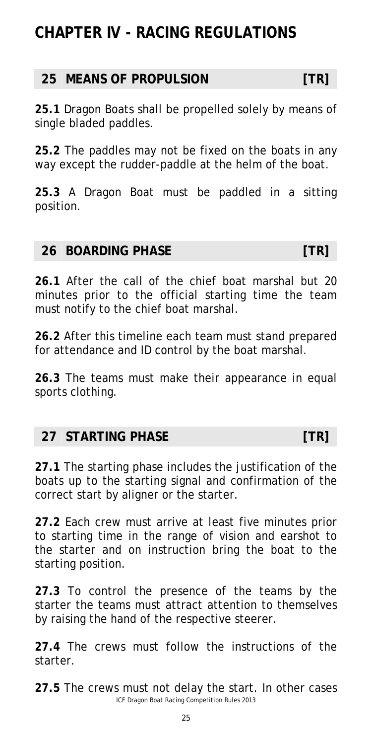# CHAPTER IV - RACING REGULATIONS

## 25 MEANS OF PROPULSION [TR]

**25.1** Dragon Boats shall be propelled solely by means of single bladed paddles.

**25.2** The paddles may not be fixed on the boats in any way except the rudder-paddle at the helm of the boat.

**25.3** A Dragon Boat must be paddled in a sitting position.

## 26 BOARDING PHASE [TR]

**26.1** After the call of the chief boat marshal but 20 minutes prior to the official starting time the team must notify to the chief boat marshal.

**26.2** After this timeline each team must stand prepared for attendance and ID control by the boat marshal.

**26.3** The teams must make their appearance in equal sports clothing.

## 27 STARTING PHASE [TR]

**27.1** The starting phase includes the justification of the boats up to the starting signal and confirmation of the correct start by aligner or the starter.

**27.2** Each crew must arrive at least five minutes prior to starting time in the range of vision and earshot to the starter and on instruction bring the boat to the starting position.

**27.3** To control the presence of the teams by the starter the teams must attract attention to themselves by raising the hand of the respective steerer.

**27.4** The crews must follow the instructions of the starter.

**27.5** The crews must not delay the start. In other cases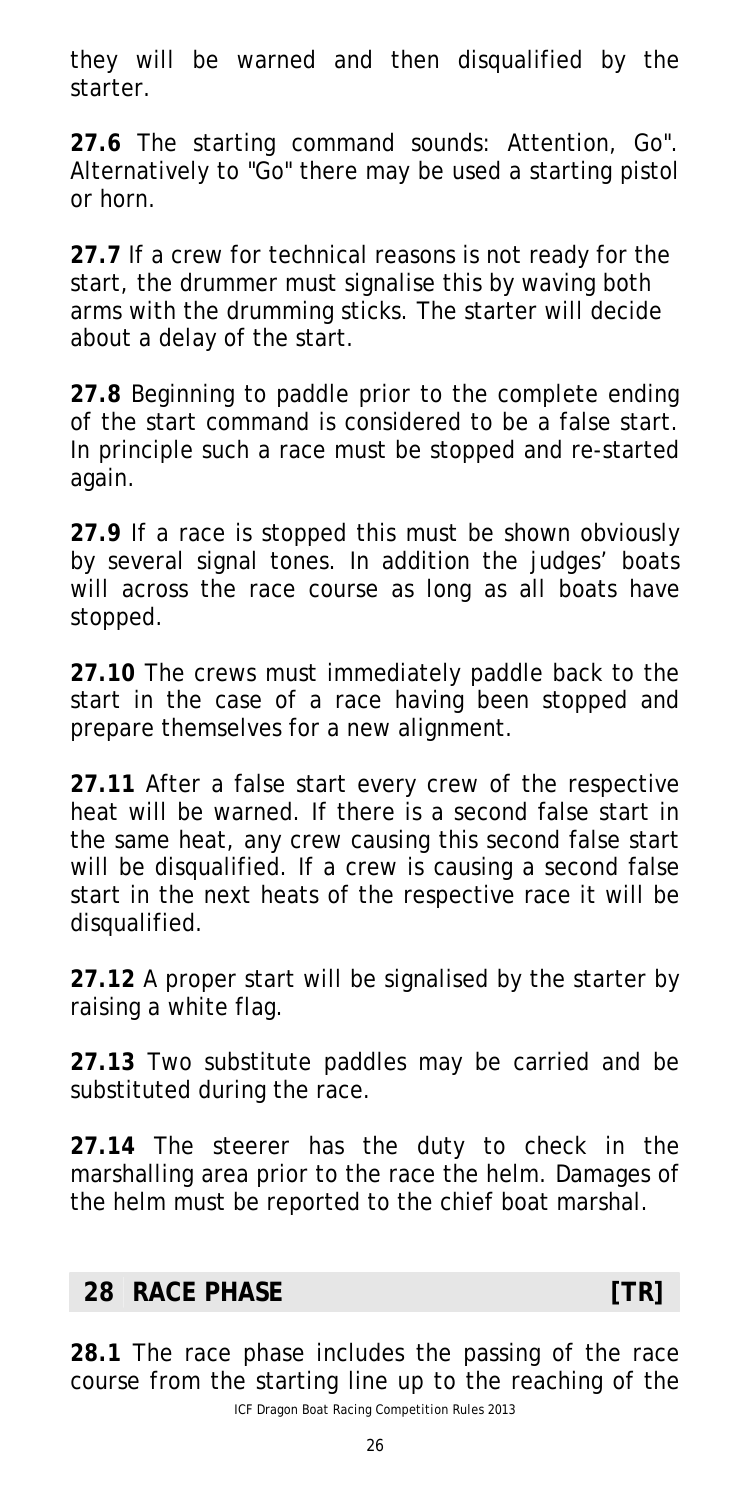they will be warned and then disqualified by the starter.

**27.6** The starting command sounds: Attention, Go". Alternatively to "Go" there may be used a starting pistol or horn.

**27.7** If a crew for technical reasons is not ready for the start, the drummer must signalise this by waving both arms with the drumming sticks. The starter will decide about a delay of the start.

**27.8** Beginning to paddle prior to the complete ending of the start command is considered to be a false start. In principle such a race must be stopped and re-started again.

**27.9** If a race is stopped this must be shown obviously by several signal tones. In addition the judges' boats will across the race course as long as all boats have stopped.

**27.10** The crews must immediately paddle back to the start in the case of a race having been stopped and prepare themselves for a new alignment.

**27.11** After a false start every crew of the respective heat will be warned. If there is a second false start in the same heat, any crew causing this second false start will be disqualified. If a crew is causing a second false start in the next heats of the respective race it will be disqualified.

**27.12** A proper start will be signalised by the starter by raising a white flag.

**27.13** Two substitute paddles may be carried and be substituted during the race.

**27.14** The steerer has the duty to check in the marshalling area prior to the race the helm. Damages of the helm must be reported to the chief boat marshal.

## 28 RACE PHASE [TR]

**28.1** The race phase includes the passing of the race course from the starting line up to the reaching of the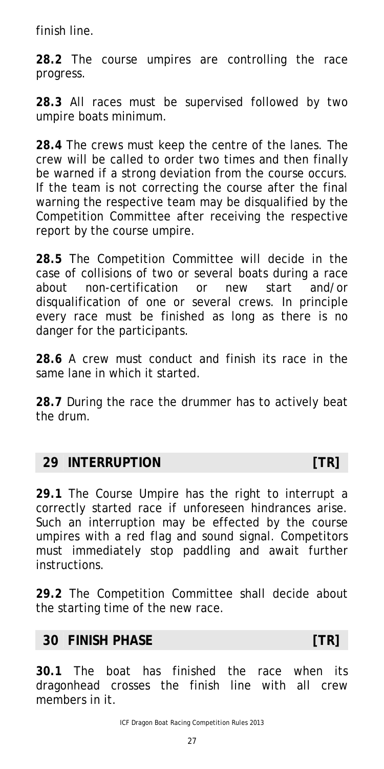finish line.

**28.2** The course umpires are controlling the race progress.

**28.3** All races must be supervised followed by two umpire boats minimum.

**28.4** The crews must keep the centre of the lanes. The crew will be called to order two times and then finally be warned if a strong deviation from the course occurs. If the team is not correcting the course after the final warning the respective team may be disqualified by the Competition Committee after receiving the respective report by the course umpire.

**28.5** The Competition Committee will decide in the case of collisions of two or several boats during a race about non-certification or new start and/or disqualification of one or several crews. In principle every race must be finished as long as there is no danger for the participants.

**28.6** A crew must conduct and finish its race in the same lane in which it started.

**28.7** During the race the drummer has to actively beat the drum.

## 29 INTERRUPTION [TR]

**29.1** The Course Umpire has the right to interrupt a correctly started race if unforeseen hindrances arise. Such an interruption may be effected by the course umpires with a red flag and sound signal. Competitors must immediately stop paddling and await further instructions.

**29.2** The Competition Committee shall decide about the starting time of the new race.

## 30 FINISH PHASE [TR]

**30.1** The boat has finished the race when its dragonhead crosses the finish line with all crew members in it.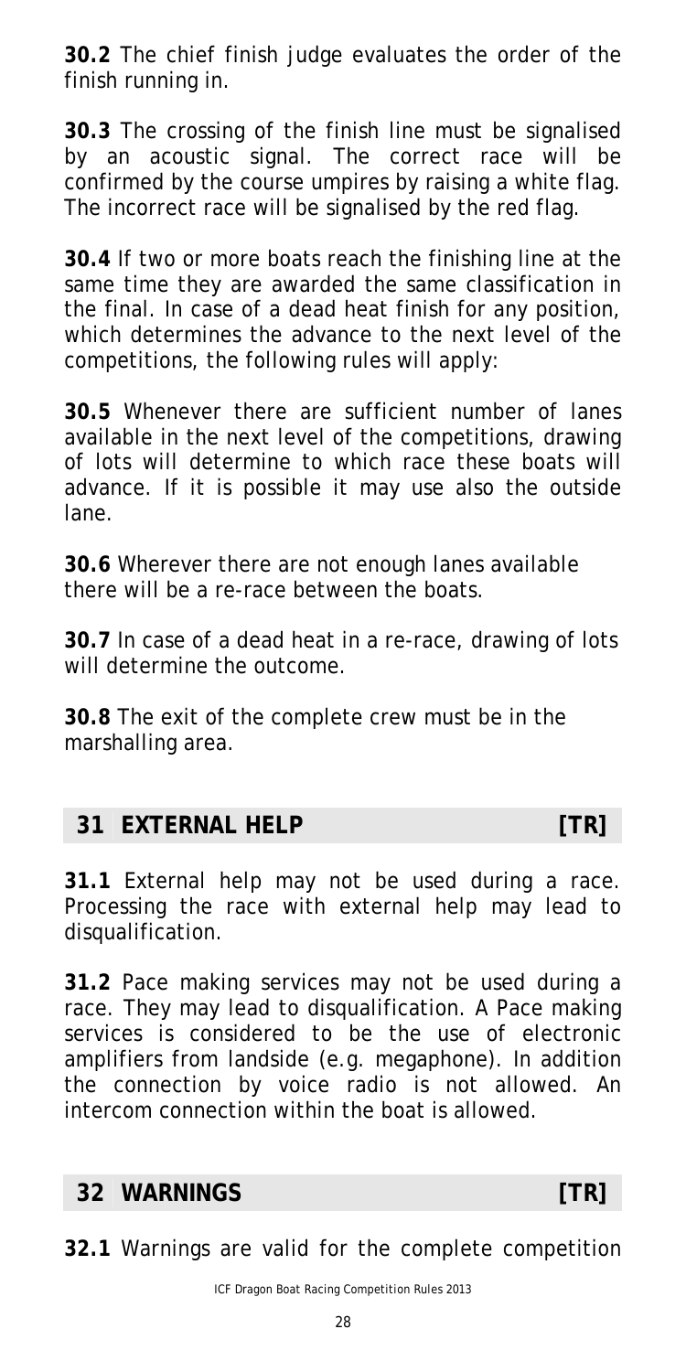**30.2** The chief finish judge evaluates the order of the finish running in.

**30.3** The crossing of the finish line must be signalised by an acoustic signal. The correct race will be confirmed by the course umpires by raising a white flag. The incorrect race will be signalised by the red flag.

**30.4** If two or more boats reach the finishing line at the same time they are awarded the same classification in the final. In case of a dead heat finish for any position, which determines the advance to the next level of the competitions, the following rules will apply:

**30.5** Whenever there are sufficient number of lanes available in the next level of the competitions, drawing of lots will determine to which race these boats will advance. If it is possible it may use also the outside lane.

**30.6** Wherever there are not enough lanes available there will be a re-race between the boats.

**30.7** In case of a dead heat in a re-race, drawing of lots will determine the outcome.

**30.8** The exit of the complete crew must be in the marshalling area.

## 31 EXTERNAL HELP [TR]

**31.1** External help may not be used during a race. Processing the race with external help may lead to disqualification.

**31.2** Pace making services may not be used during a race. They may lead to disqualification. A Pace making services is considered to be the use of electronic amplifiers from landside (e.g. megaphone). In addition the connection by voice radio is not allowed. An intercom connection within the boat is allowed.

## 32 WARNINGS [TR]

**32.1** Warnings are valid for the complete competition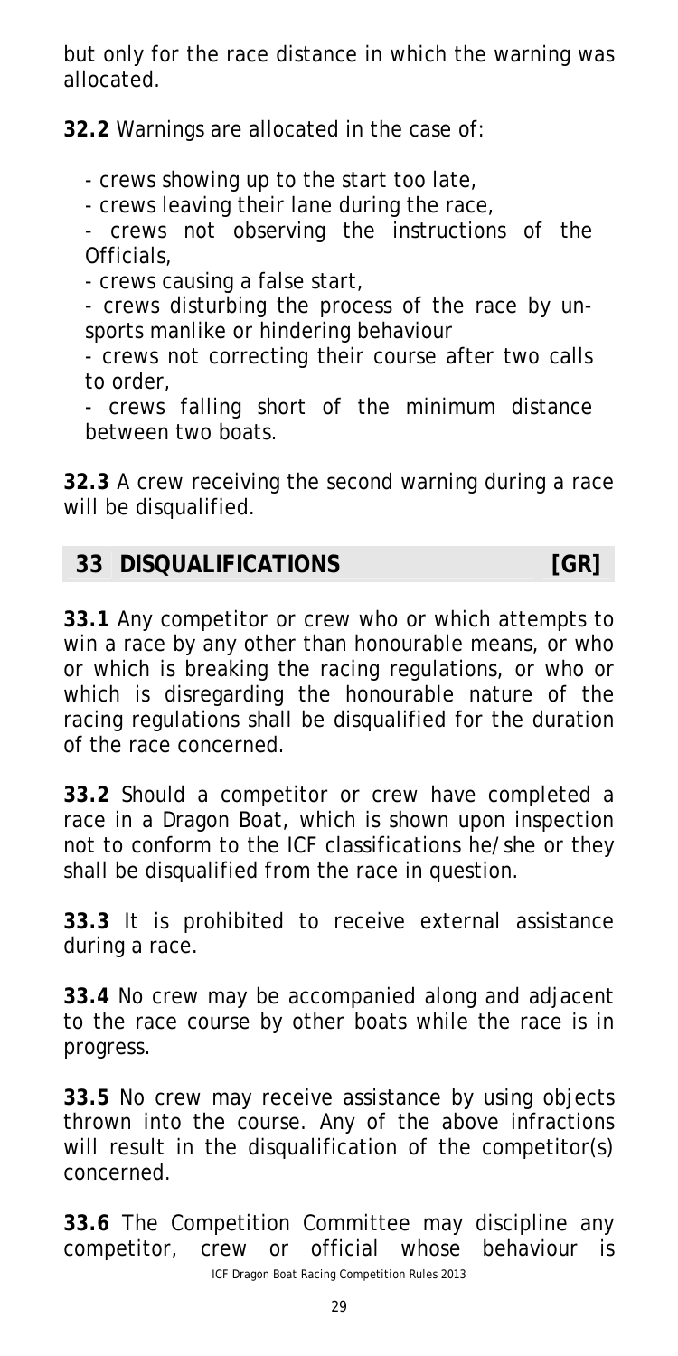but only for the race distance in which the warning was allocated.

**32.2** Warnings are allocated in the case of:

- crews showing up to the start too late,
- crews leaving their lane during the race,
- crews not observing the instructions of the Officials,
- crews causing a false start,
- crews disturbing the process of the race by un-sports manlike or hindering behaviour
- crews not correcting their course after two calls to order,
- crews falling short of the minimum distance between two boats.

**32.3** A crew receiving the second warning during a race will be disqualified.

## 33 DISQUALIFICATIONS [GR]

**33.1** Any competitor or crew who or which attempts to win a race by any other than honourable means, or who or which is breaking the racing regulations, or who or which is disregarding the honourable nature of the racing regulations shall be disqualified for the duration of the race concerned.

**33.2** Should a competitor or crew have completed a race in a Dragon Boat, which is shown upon inspection not to conform to the ICF classifications he/she or they shall be disqualified from the race in question.

**33.3** It is prohibited to receive external assistance during a race.

**33.4** No crew may be accompanied along and adjacent to the race course by other boats while the race is in progress.

**33.5** No crew may receive assistance by using objects thrown into the course. Any of the above infractions will result in the disqualification of the competitor(s) concerned.

**33.6** The Competition Committee may discipline any competitor, crew or official whose behaviour is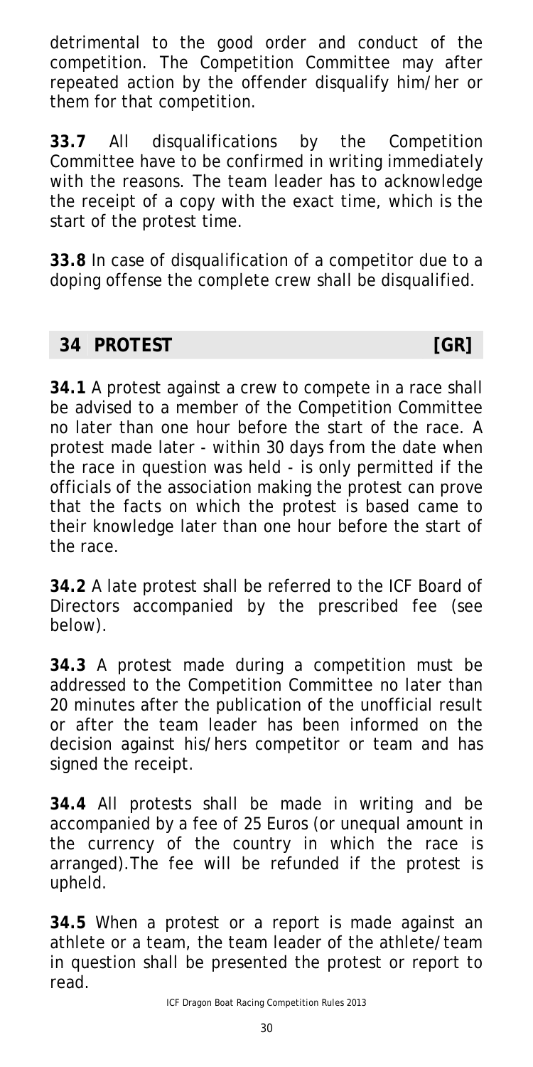detrimental to the good order and conduct of the competition. The Competition Committee may after repeated action by the offender disqualify him/her or them for that competition.

**33.7** All disqualifications by the Competition Committee have to be confirmed in writing immediately with the reasons. The team leader has to acknowledge the receipt of a copy with the exact time, which is the start of the protest time.

**33.8** In case of disqualification of a competitor due to a doping offense the complete crew shall be disqualified.

## 34 PROTEST [GR]

**34.1** A protest against a crew to compete in a race shall be advised to a member of the Competition Committee no later than one hour before the start of the race. A protest made later - within 30 days from the date when the race in question was held - is only permitted if the officials of the association making the protest can prove that the facts on which the protest is based came to their knowledge later than one hour before the start of the race.

**34.2** A late protest shall be referred to the ICF Board of Directors accompanied by the prescribed fee (see below).

**34.3** A protest made during a competition must be addressed to the Competition Committee no later than 20 minutes after the publication of the unofficial result or after the team leader has been informed on the decision against his/hers competitor or team and has signed the receipt.

**34.4** All protests shall be made in writing and be accompanied by a fee of 25 Euros (or unequal amount in the currency of the country in which the race is arranged).The fee will be refunded if the protest is upheld.

**34.5** When a protest or a report is made against an athlete or a team, the team leader of the athlete/team in question shall be presented the protest or report to read.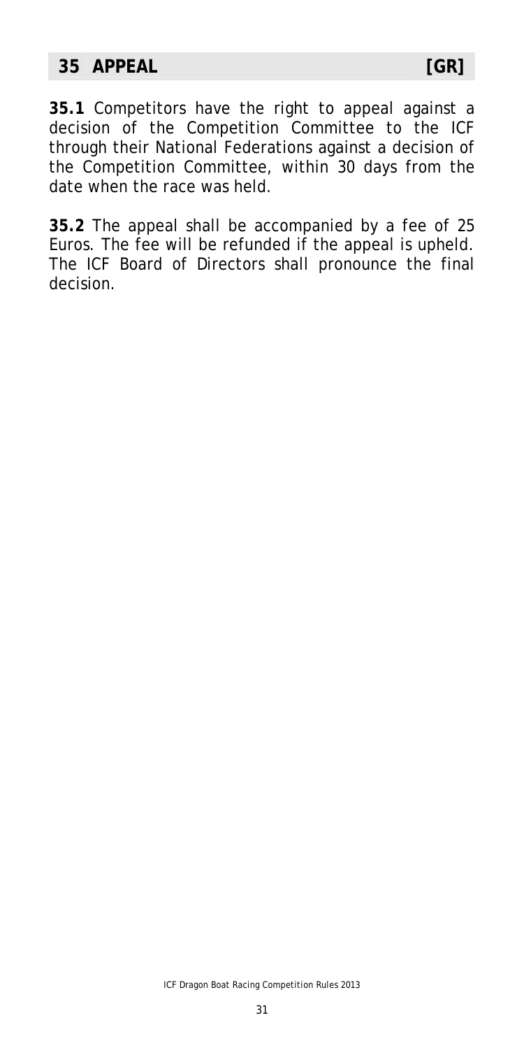## 35 APPEAL [GR]

**35.1** Competitors have the right to appeal against a decision of the Competition Committee to the ICF through their National Federations against a decision of the Competition Committee, within 30 days from the date when the race was held.

**35.2** The appeal shall be accompanied by a fee of 25 Euros. The fee will be refunded if the appeal is upheld. The ICF Board of Directors shall pronounce the final decision.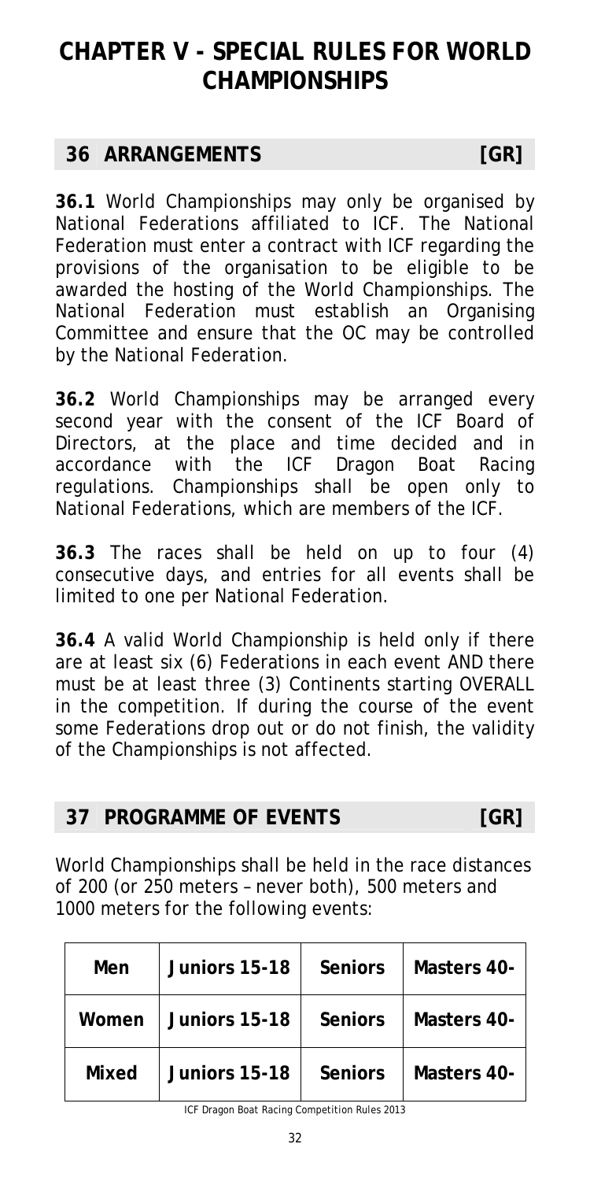# CHAPTER V - SPECIAL RULES FOR WORLD CHAMPIONSHIPS

## 36 ARRANGEMENTS [GR]

**36.1** World Championships may only be organised by National Federations affiliated to ICF. The National Federation must enter a contract with ICF regarding the provisions of the organisation to be eligible to be awarded the hosting of the World Championships. The National Federation must establish an Organising Committee and ensure that the OC may be controlled by the National Federation.

**36.2** World Championships may be arranged every second year with the consent of the ICF Board of Directors, at the place and time decided and in accordance with the ICF Dragon Boat Racing regulations. Championships shall be open only to National Federations, which are members of the ICF.

**36.3** The races shall be held on up to four (4) consecutive days, and entries for all events shall be limited to one per National Federation.

**36.4** A valid World Championship is held only if there are at least six (6) Federations in each event AND there must be at least three (3) Continents starting OVERALL in the competition. If during the course of the event some Federations drop out or do not finish, the validity of the Championships is not affected.

## 37 PROGRAMME OF EVENTS [GR]

World Championships shall be held in the race distances of 200 (or 250 meters – never both), 500 meters and 1000 meters for the following events:

| Men | Juniors 15-18 | Seniors | Masters 40- |
|---|---|---|---|
| Women | Juniors 15-18 | Seniors | Masters 40- |
| Mixed | Juniors 15-18 | Seniors | Masters 40- |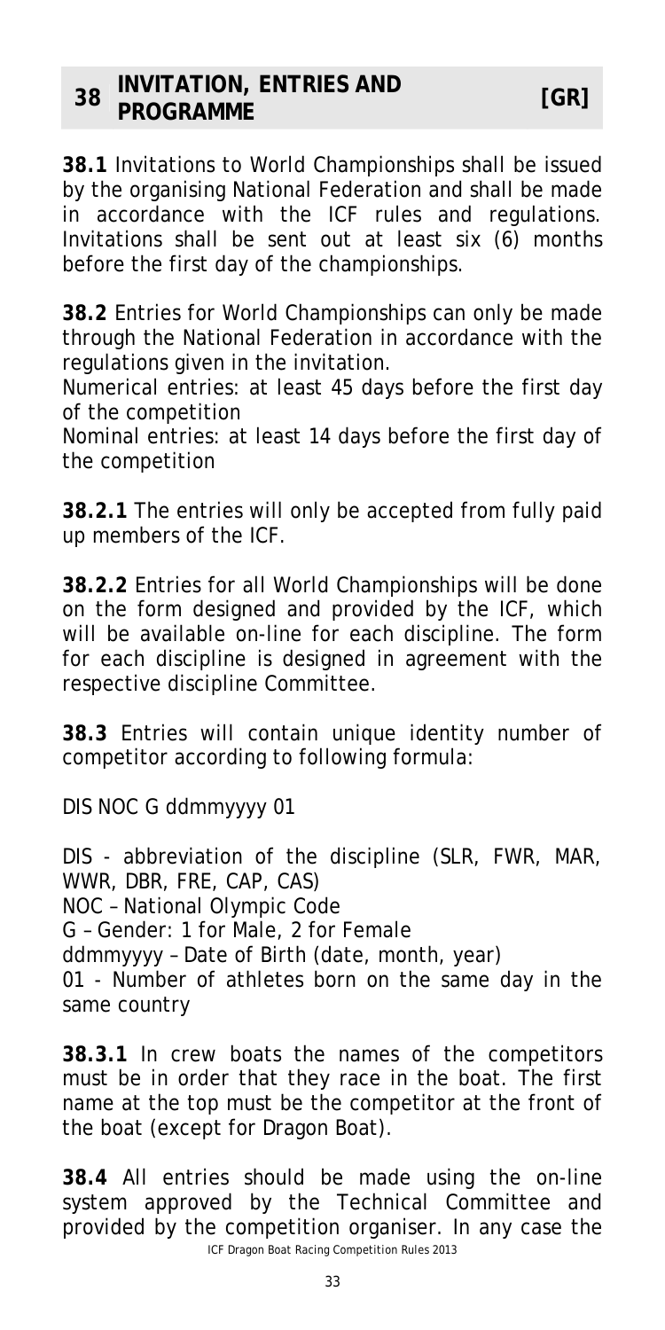## 38 INVITATION, ENTRIES AND PROGRAMME [GR]

**38.1** Invitations to World Championships shall be issued by the organising National Federation and shall be made in accordance with the ICF rules and regulations. Invitations shall be sent out at least six (6) months before the first day of the championships.

**38.2** Entries for World Championships can only be made through the National Federation in accordance with the regulations given in the invitation.

Numerical entries: at least 45 days before the first day of the competition

Nominal entries: at least 14 days before the first day of the competition

**38.2.1** The entries will only be accepted from fully paid up members of the ICF.

**38.2.2** Entries for all World Championships will be done on the form designed and provided by the ICF, which will be available on-line for each discipline. The form for each discipline is designed in agreement with the respective discipline Committee.

**38.3** Entries will contain unique identity number of competitor according to following formula:

DIS NOC G ddmmyyyy 01

DIS - abbreviation of the discipline (SLR, FWR, MAR, WWR, DBR, FRE, CAP, CAS)

NOC – National Olympic Code

G – Gender: 1 for Male, 2 for Female

ddmmyyyy – Date of Birth (date, month, year)

01 - Number of athletes born on the same day in the same country

**38.3.1** In crew boats the names of the competitors must be in order that they race in the boat. The first name at the top must be the competitor at the front of the boat (except for Dragon Boat).

**38.4** All entries should be made using the on-line system approved by the Technical Committee and provided by the competition organiser. In any case the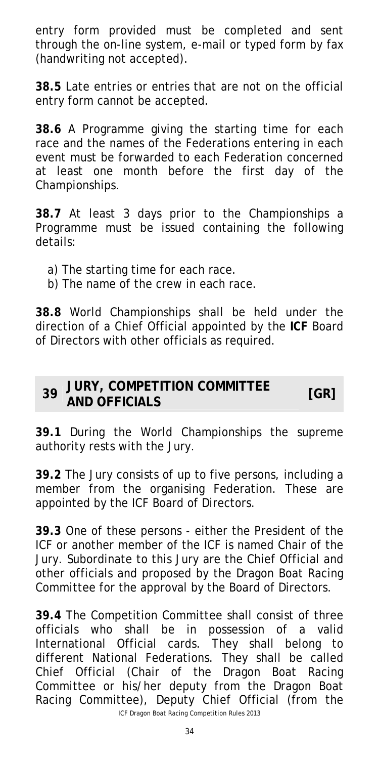entry form provided must be completed and sent through the on-line system, e-mail or typed form by fax (handwriting not accepted).

**38.5** Late entries or entries that are not on the official entry form cannot be accepted.

**38.6** A Programme giving the starting time for each race and the names of the Federations entering in each event must be forwarded to each Federation concerned at least one month before the first day of the Championships.

**38.7** At least 3 days prior to the Championships a Programme must be issued containing the following details:

a) The starting time for each race.
b) The name of the crew in each race.

**38.8** World Championships shall be held under the direction of a Chief Official appointed by the **ICF** Board of Directors with other officials as required.

## 39 JURY, COMPETITION COMMITTEE AND OFFICIALS [GR]

**39.1** During the World Championships the supreme authority rests with the Jury.

**39.2** The Jury consists of up to five persons, including a member from the organising Federation. These are appointed by the ICF Board of Directors.

**39.3** One of these persons - either the President of the ICF or another member of the ICF is named Chair of the Jury. Subordinate to this Jury are the Chief Official and other officials and proposed by the Dragon Boat Racing Committee for the approval by the Board of Directors.

**39.4** The Competition Committee shall consist of three officials who shall be in possession of a valid International Official cards. They shall belong to different National Federations. They shall be called Chief Official (Chair of the Dragon Boat Racing Committee or his/her deputy from the Dragon Boat Racing Committee), Deputy Chief Official (from the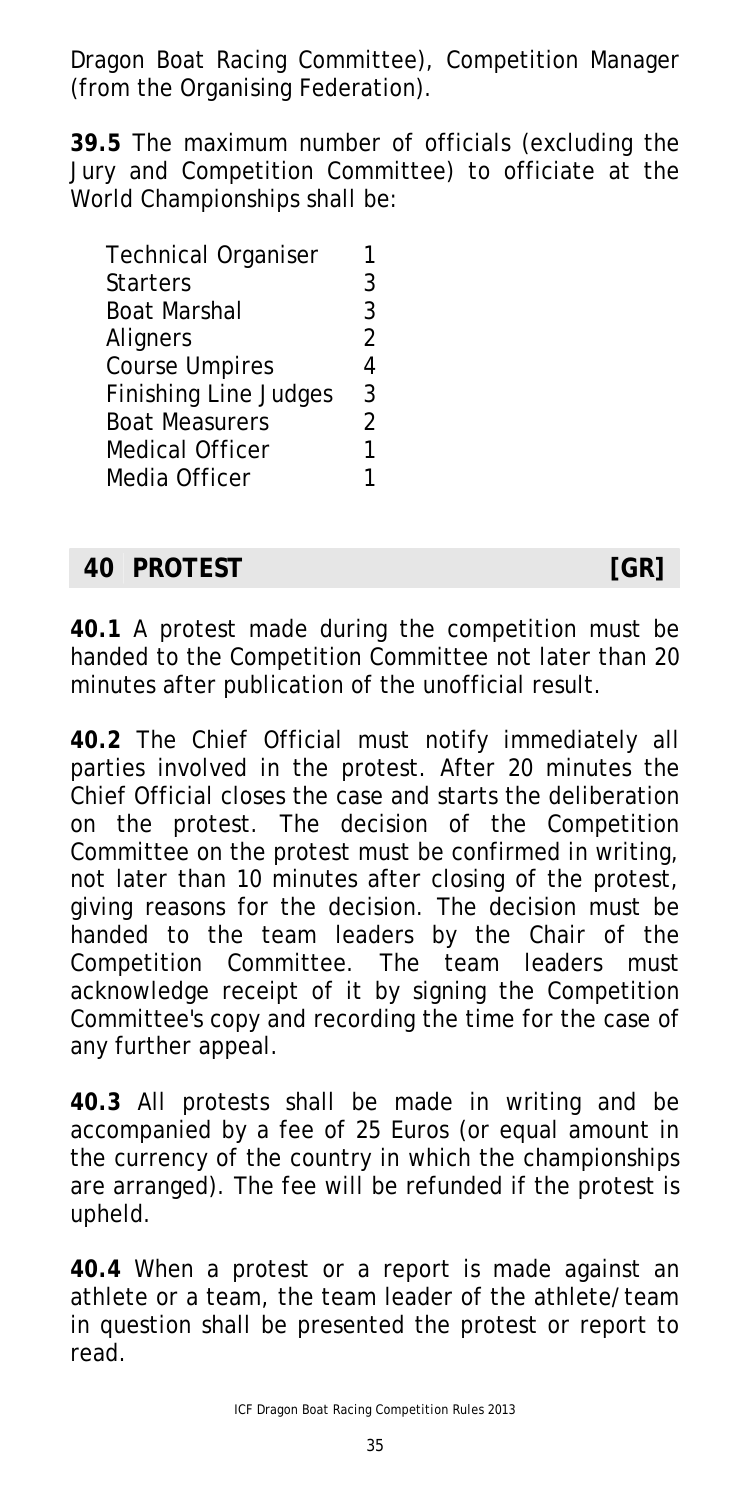Dragon Boat Racing Committee), Competition Manager (from the Organising Federation).

**39.5** The maximum number of officials (excluding the Jury and Competition Committee) to officiate at the World Championships shall be:

| | |
|---|---|
| Technical Organiser | 1 |
| Starters | 3 |
| Boat Marshal | 3 |
| Aligners | 2 |
| Course Umpires | 4 |
| Finishing Line Judges | 3 |
| Boat Measurers | 2 |
| Medical Officer | 1 |
| Media Officer | 1 |

## 40 PROTEST [GR]

**40.1** A protest made during the competition must be handed to the Competition Committee not later than 20 minutes after publication of the unofficial result.

**40.2** The Chief Official must notify immediately all parties involved in the protest. After 20 minutes the Chief Official closes the case and starts the deliberation on the protest. The decision of the Competition Committee on the protest must be confirmed in writing, not later than 10 minutes after closing of the protest, giving reasons for the decision. The decision must be handed to the team leaders by the Chair of the Competition Committee. The team leaders must acknowledge receipt of it by signing the Competition Committee's copy and recording the time for the case of any further appeal.

**40.3** All protests shall be made in writing and be accompanied by a fee of 25 Euros (or equal amount in the currency of the country in which the championships are arranged). The fee will be refunded if the protest is upheld.

**40.4** When a protest or a report is made against an athlete or a team, the team leader of the athlete/team in question shall be presented the protest or report to read.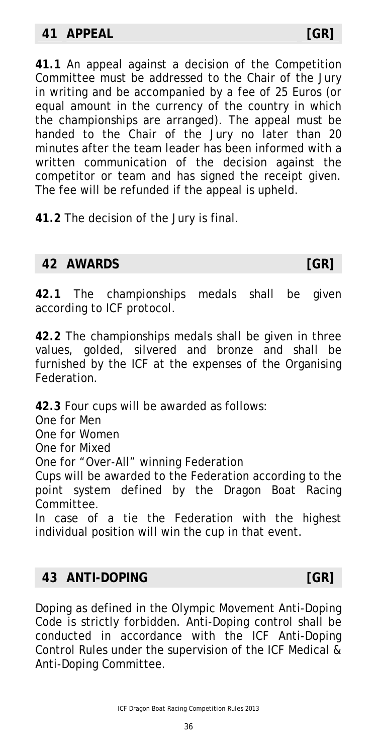## 41 APPEAL [GR]

**41.1** An appeal against a decision of the Competition Committee must be addressed to the Chair of the Jury in writing and be accompanied by a fee of 25 Euros (or equal amount in the currency of the country in which the championships are arranged). The appeal must be handed to the Chair of the Jury no later than 20 minutes after the team leader has been informed with a written communication of the decision against the competitor or team and has signed the receipt given. The fee will be refunded if the appeal is upheld.

**41.2** The decision of the Jury is final.

## 42 AWARDS [GR]

**42.1** The championships medals shall be given according to ICF protocol.

**42.2** The championships medals shall be given in three values, golded, silvered and bronze and shall be furnished by the ICF at the expenses of the Organising Federation.

**42.3** Four cups will be awarded as follows:
One for Men
One for Women
One for Mixed
One for "Over-All" winning Federation
Cups will be awarded to the Federation according to the point system defined by the Dragon Boat Racing Committee.
In case of a tie the Federation with the highest individual position will win the cup in that event.

## 43 ANTI-DOPING [GR]

Doping as defined in the Olympic Movement Anti-Doping Code is strictly forbidden. Anti-Doping control shall be conducted in accordance with the ICF Anti-Doping Control Rules under the supervision of the ICF Medical & Anti-Doping Committee.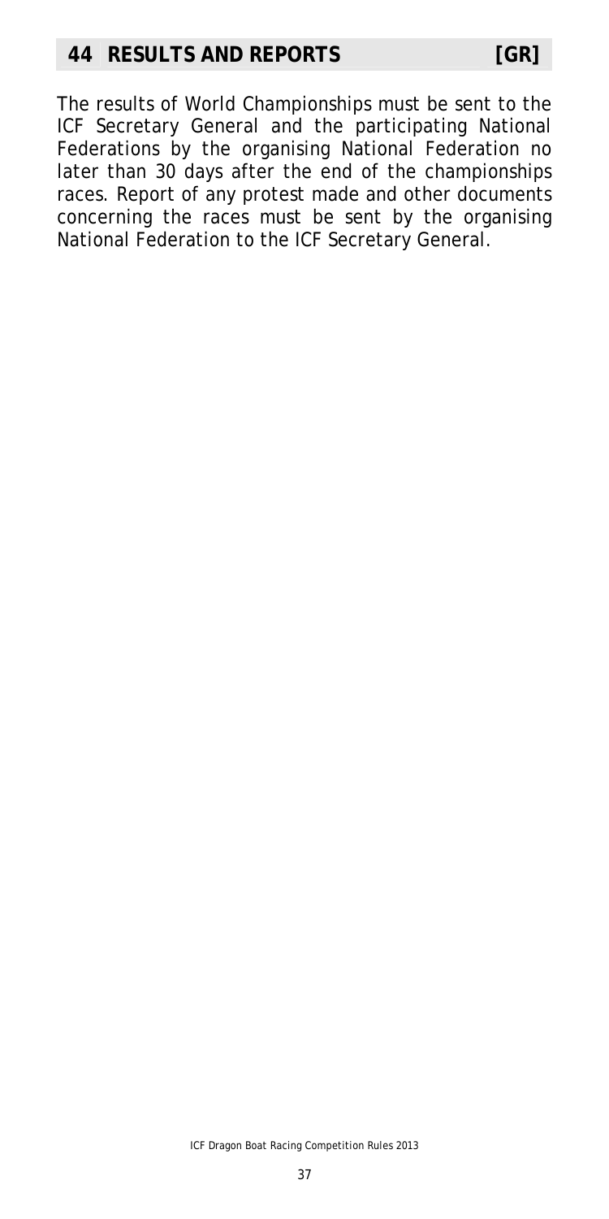## 44 RESULTS AND REPORTS [GR]

The results of World Championships must be sent to the ICF Secretary General and the participating National Federations by the organising National Federation no later than 30 days after the end of the championships races. Report of any protest made and other documents concerning the races must be sent by the organising National Federation to the ICF Secretary General.